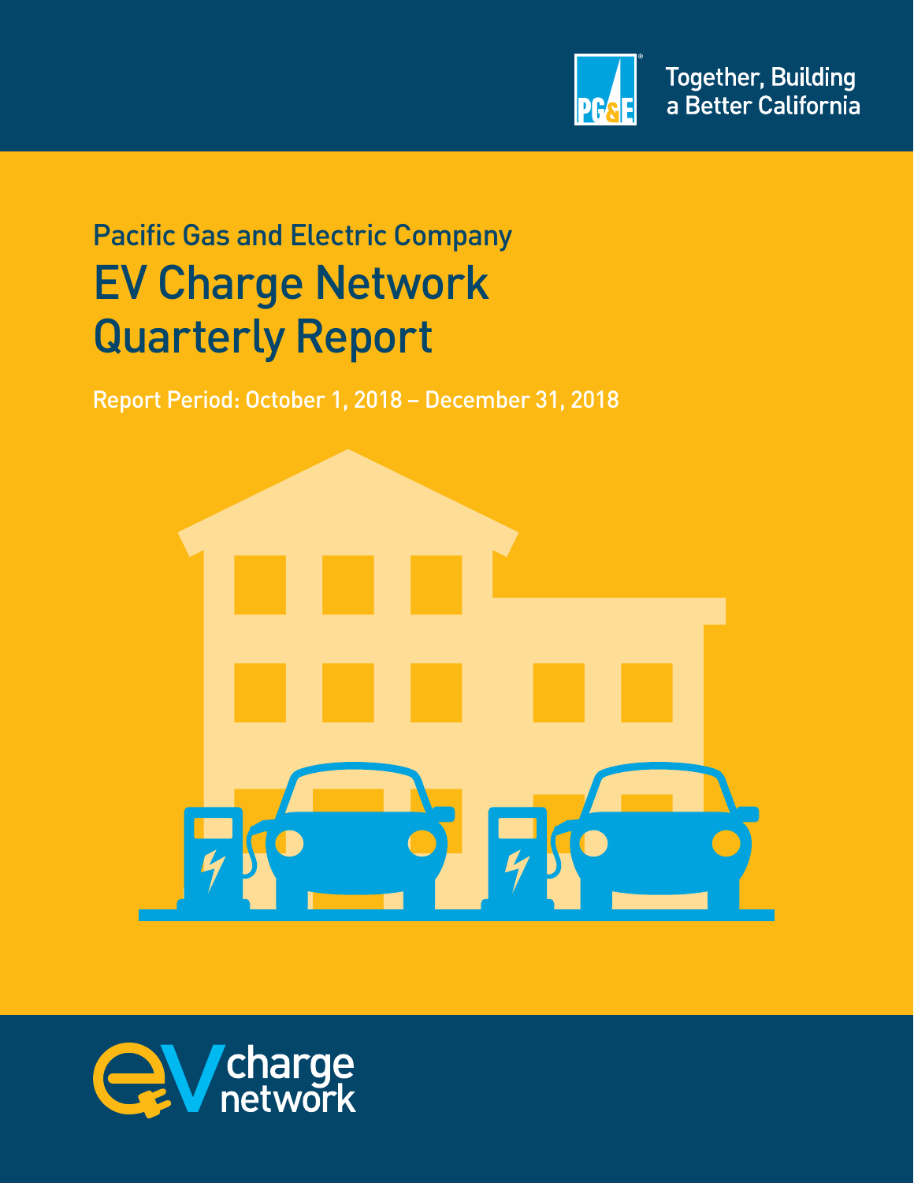Together, Building a Better California

Pacific Gas and Electric Company

# EV Charge Network Quarterly Report

Report Period: October 1, 2018 – December 31, 2018

ev charge network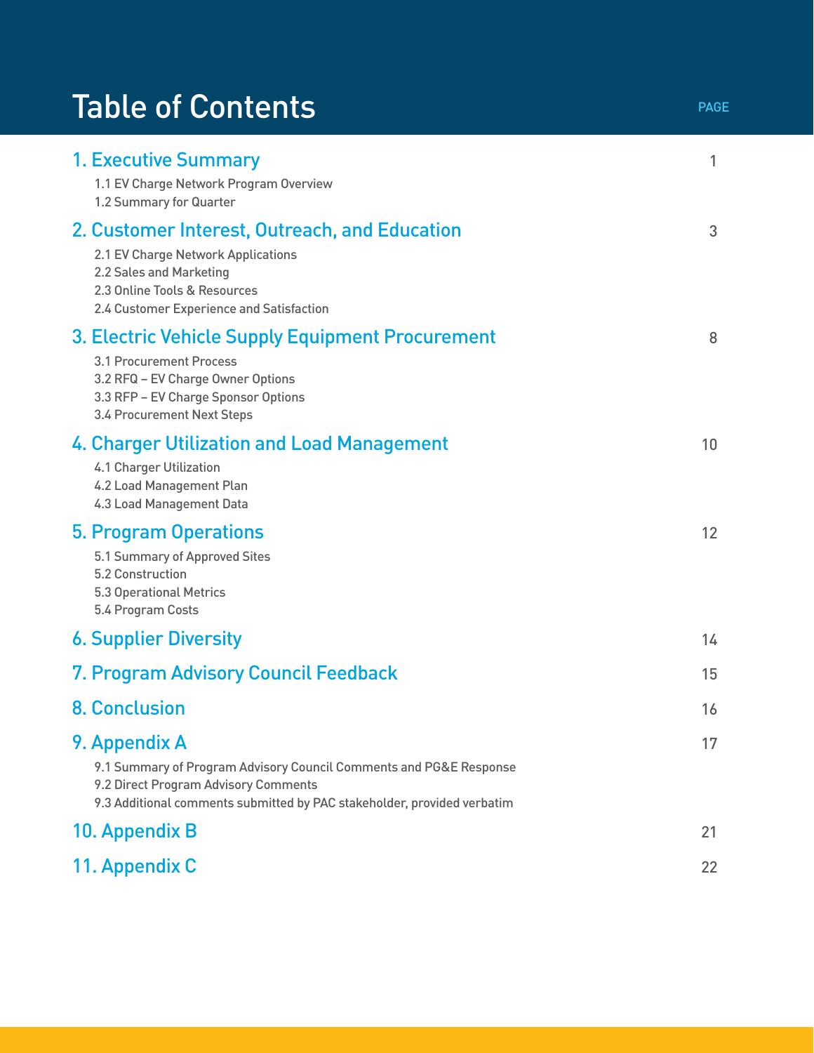# Table of Contents

PAGE

1. Executive Summary 1
   - 1.1 EV Charge Network Program Overview
   - 1.2 Summary for Quarter
2. Customer Interest, Outreach, and Education 3
   - 2.1 EV Charge Network Applications
   - 2.2 Sales and Marketing
   - 2.3 Online Tools & Resources
   - 2.4 Customer Experience and Satisfaction
3. Electric Vehicle Supply Equipment Procurement 8
   - 3.1 Procurement Process
   - 3.2 RFQ – EV Charge Owner Options
   - 3.3 RFP – EV Charge Sponsor Options
   - 3.4 Procurement Next Steps
4. Charger Utilization and Load Management 10
   - 4.1 Charger Utilization
   - 4.2 Load Management Plan
   - 4.3 Load Management Data
5. Program Operations 12
   - 5.1 Summary of Approved Sites
   - 5.2 Construction
   - 5.3 Operational Metrics
   - 5.4 Program Costs
6. Supplier Diversity 14
7. Program Advisory Council Feedback 15
8. Conclusion 16
9. Appendix A 17
   - 9.1 Summary of Program Advisory Council Comments and PG&E Response
   - 9.2 Direct Program Advisory Comments
   - 9.3 Additional comments submitted by PAC stakeholder, provided verbatim
10. Appendix B 21
11. Appendix C 22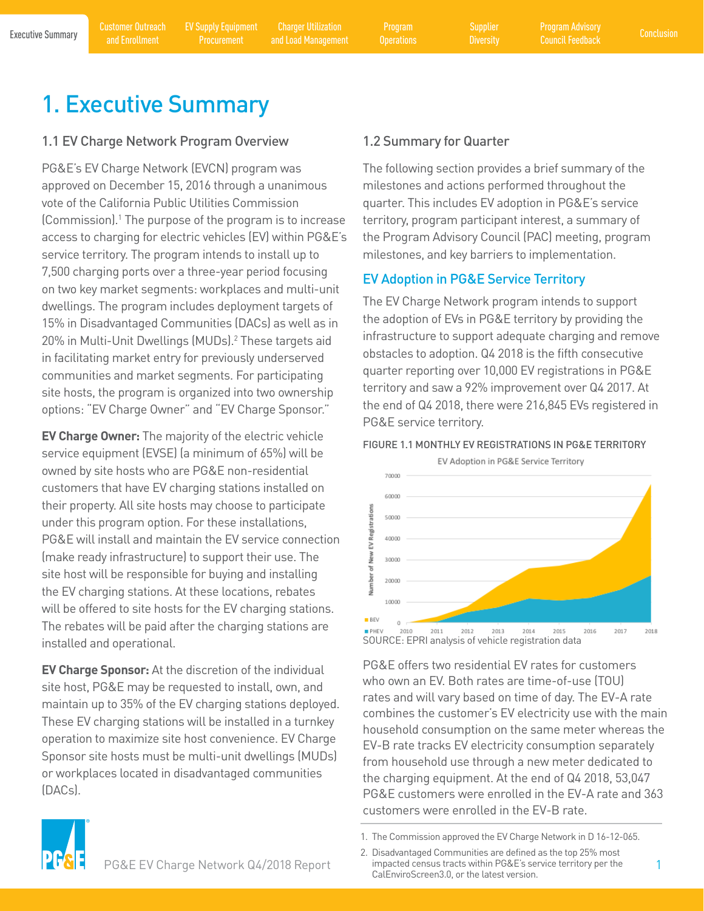# 1. Executive Summary

## 1.1 EV Charge Network Program Overview

PG&E's EV Charge Network (EVCN) program was approved on December 15, 2016 through a unanimous vote of the California Public Utilities Commission (Commission).[1] The purpose of the program is to increase access to charging for electric vehicles (EV) within PG&E's service territory. The program intends to install up to 7,500 charging ports over a three-year period focusing on two key market segments: workplaces and multi-unit dwellings. The program includes deployment targets of 15% in Disadvantaged Communities (DACs) as well as in 20% in Multi-Unit Dwellings (MUDs).[2] These targets aid in facilitating market entry for previously underserved communities and market segments. For participating site hosts, the program is organized into two ownership options: "EV Charge Owner" and "EV Charge Sponsor."

**EV Charge Owner:** The majority of the electric vehicle service equipment (EVSE) (a minimum of 65%) will be owned by site hosts who are PG&E non-residential customers that have EV charging stations installed on their property. All site hosts may choose to participate under this program option. For these installations, PG&E will install and maintain the EV service connection (make ready infrastructure) to support their use. The site host will be responsible for buying and installing the EV charging stations. At these locations, rebates will be offered to site hosts for the EV charging stations. The rebates will be paid after the charging stations are installed and operational.

**EV Charge Sponsor:** At the discretion of the individual site host, PG&E may be requested to install, own, and maintain up to 35% of the EV charging stations deployed. These EV charging stations will be installed in a turnkey operation to maximize site host convenience. EV Charge Sponsor site hosts must be multi-unit dwellings (MUDs) or workplaces located in disadvantaged communities (DACs).

## 1.2 Summary for Quarter

The following section provides a brief summary of the milestones and actions performed throughout the quarter. This includes EV adoption in PG&E's service territory, program participant interest, a summary of the Program Advisory Council (PAC) meeting, program milestones, and key barriers to implementation.

### EV Adoption in PG&E Service Territory

The EV Charge Network program intends to support the adoption of EVs in PG&E territory by providing the infrastructure to support adequate charging and remove obstacles to adoption. Q4 2018 is the fifth consecutive quarter reporting over 10,000 EV registrations in PG&E territory and saw a 92% improvement over Q4 2017. At the end of Q4 2018, there were 216,845 EVs registered in PG&E service territory.

FIGURE 1.1 MONTHLY EV REGISTRATIONS IN PG&E TERRITORY

SOURCE: EPRI analysis of vehicle registration data

PG&E offers two residential EV rates for customers who own an EV. Both rates are time-of-use (TOU) rates and will vary based on time of day. The EV-A rate combines the customer's EV electricity use with the main household consumption on the same meter whereas the EV-B rate tracks EV electricity consumption separately from household use through a new meter dedicated to the charging equipment. At the end of Q4 2018, 53,047 PG&E customers were enrolled in the EV-A rate and 363 customers were enrolled in the EV-B rate.

1. The Commission approved the EV Charge Network in D 16-12-065.
2. Disadvantaged Communities are defined as the top 25% most impacted census tracts within PG&E's service territory per the CalEnviroScreen3.0, or the latest version.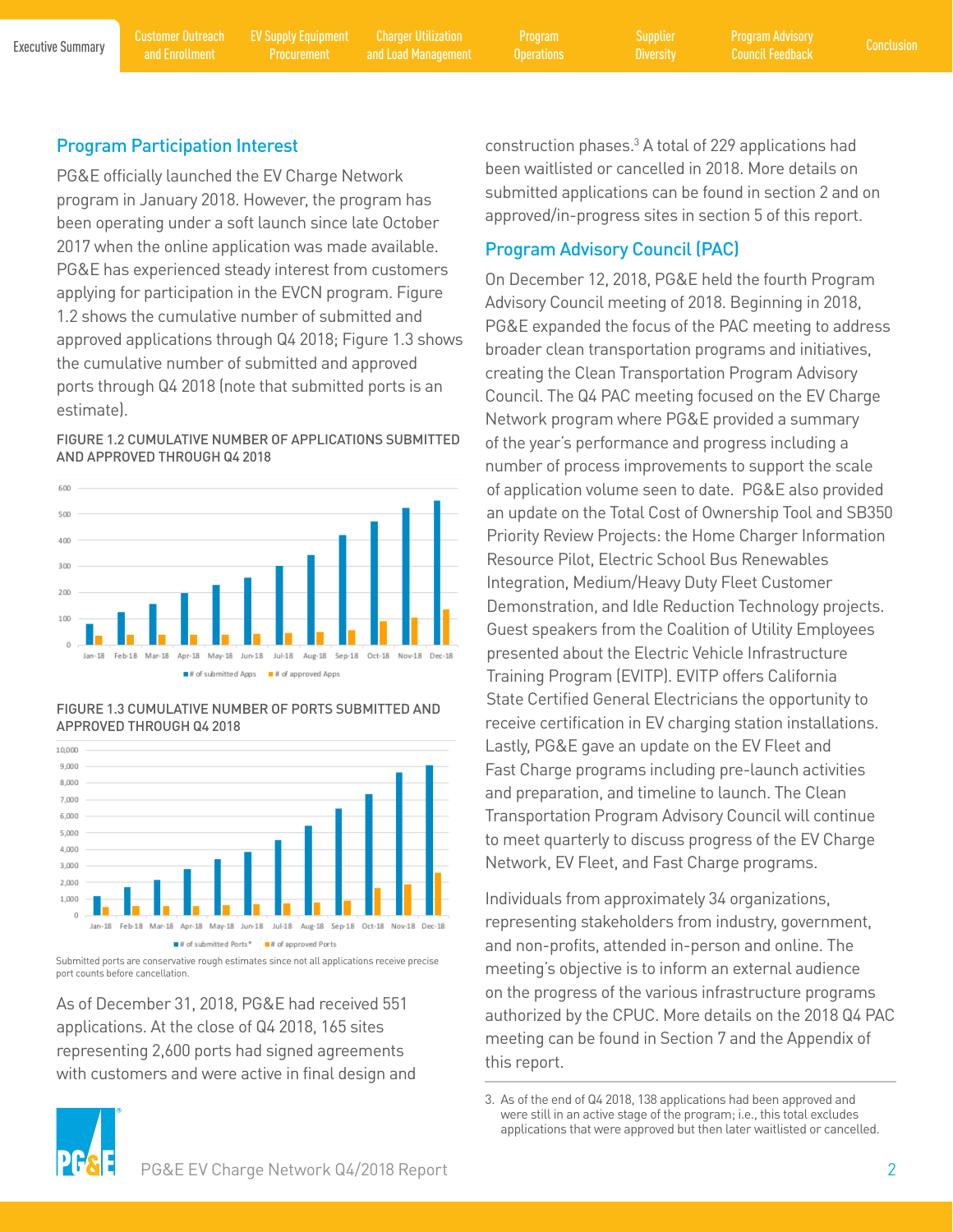## Program Participation Interest

PG&E officially launched the EV Charge Network program in January 2018. However, the program has been operating under a soft launch since late October 2017 when the online application was made available. PG&E has experienced steady interest from customers applying for participation in the EVCN program. Figure 1.2 shows the cumulative number of submitted and approved applications through Q4 2018; Figure 1.3 shows the cumulative number of submitted and approved ports through Q4 2018 (note that submitted ports is an estimate).

FIGURE 1.2 CUMULATIVE NUMBER OF APPLICATIONS SUBMITTED AND APPROVED THROUGH Q4 2018

FIGURE 1.3 CUMULATIVE NUMBER OF PORTS SUBMITTED AND APPROVED THROUGH Q4 2018

Submitted ports are conservative rough estimates since not all applications receive precise port counts before cancellation.

As of December 31, 2018, PG&E had received 551 applications. At the close of Q4 2018, 165 sites representing 2,600 ports had signed agreements with customers and were active in final design and construction phases.[3] A total of 229 applications had been waitlisted or cancelled in 2018. More details on submitted applications can be found in section 2 and on approved/in-progress sites in section 5 of this report.

## Program Advisory Council (PAC)

On December 12, 2018, PG&E held the fourth Program Advisory Council meeting of 2018. Beginning in 2018, PG&E expanded the focus of the PAC meeting to address broader clean transportation programs and initiatives, creating the Clean Transportation Program Advisory Council. The Q4 PAC meeting focused on the EV Charge Network program where PG&E provided a summary of the year's performance and progress including a number of process improvements to support the scale of application volume seen to date. PG&E also provided an update on the Total Cost of Ownership Tool and SB350 Priority Review Projects: the Home Charger Information Resource Pilot, Electric School Bus Renewables Integration, Medium/Heavy Duty Fleet Customer Demonstration, and Idle Reduction Technology projects. Guest speakers from the Coalition of Utility Employees presented about the Electric Vehicle Infrastructure Training Program (EVITP). EVITP offers California State Certified General Electricians the opportunity to receive certification in EV charging station installations. Lastly, PG&E gave an update on the EV Fleet and Fast Charge programs including pre-launch activities and preparation, and timeline to launch. The Clean Transportation Program Advisory Council will continue to meet quarterly to discuss progress of the EV Charge Network, EV Fleet, and Fast Charge programs.

Individuals from approximately 34 organizations, representing stakeholders from industry, government, and non-profits, attended in-person and online. The meeting's objective is to inform an external audience on the progress of the various infrastructure programs authorized by the CPUC. More details on the 2018 Q4 PAC meeting can be found in Section 7 and the Appendix of this report.

3. As of the end of Q4 2018, 138 applications had been approved and were still in an active stage of the program; i.e., this total excludes applications that were approved but then later waitlisted or cancelled.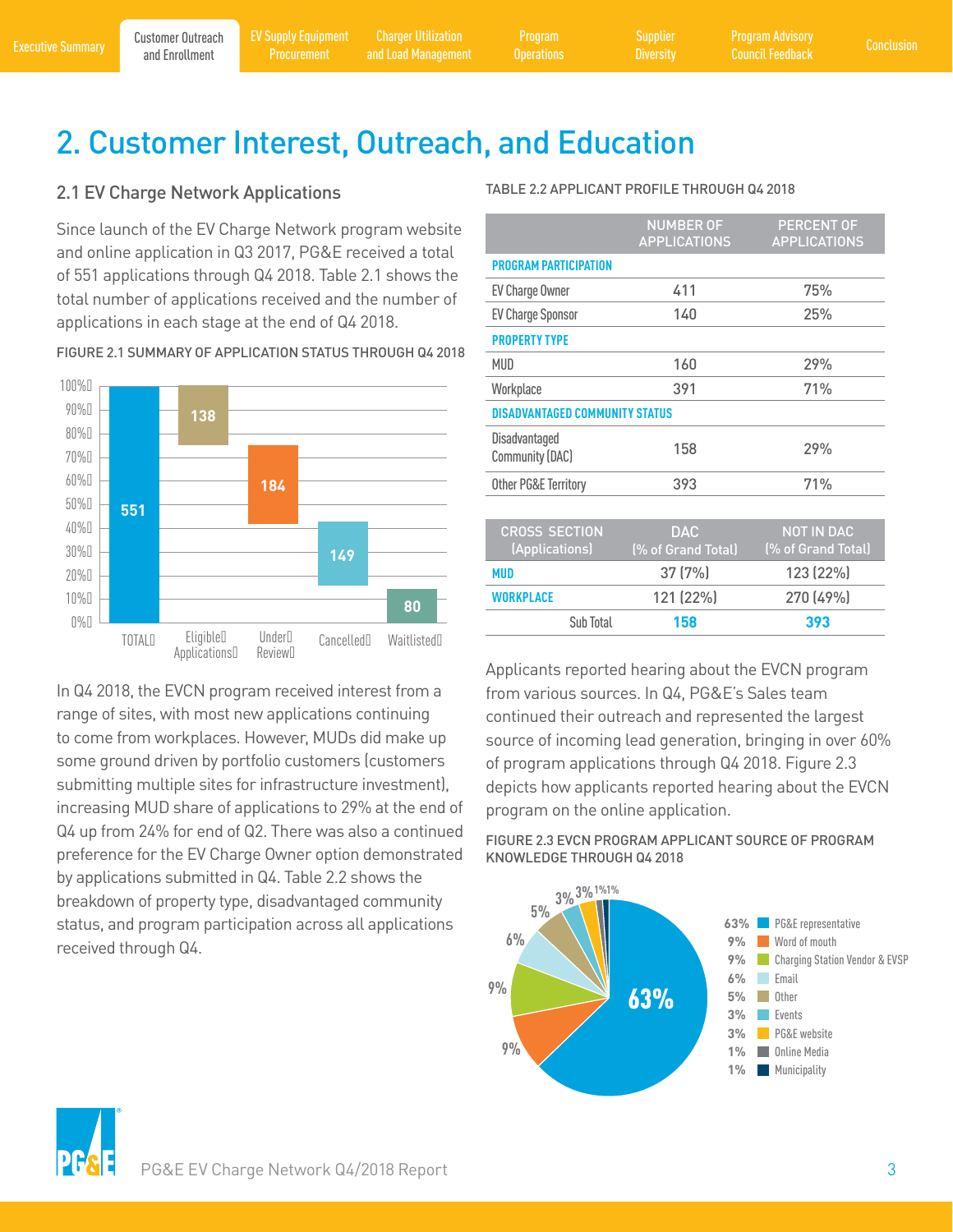# 2. Customer Interest, Outreach, and Education

## 2.1 EV Charge Network Applications

Since launch of the EV Charge Network program website and online application in Q3 2017, PG&E received a total of 551 applications through Q4 2018. Table 2.1 shows the total number of applications received and the number of applications in each stage at the end of Q4 2018.

FIGURE 2.1 SUMMARY OF APPLICATION STATUS THROUGH Q4 2018

| Stage | Applications |
|---|---|
| TOTAL | 551 |
| Eligible Applications | 138 |
| Under Review | 184 |
| Cancelled | 149 |
| Waitlisted | 80 |

In Q4 2018, the EVCN program received interest from a range of sites, with most new applications continuing to come from workplaces. However, MUDs did make up some ground driven by portfolio customers (customers submitting multiple sites for infrastructure investment), increasing MUD share of applications to 29% at the end of Q4 up from 24% for end of Q2. There was also a continued preference for the EV Charge Owner option demonstrated by applications submitted in Q4. Table 2.2 shows the breakdown of property type, disadvantaged community status, and program participation across all applications received through Q4.

TABLE 2.2 APPLICANT PROFILE THROUGH Q4 2018

| | NUMBER OF APPLICATIONS | PERCENT OF APPLICATIONS |
|---|---|---|
| **PROGRAM PARTICIPATION** | | |
| EV Charge Owner | 411 | 75% |
| EV Charge Sponsor | 140 | 25% |
| **PROPERTY TYPE** | | |
| MUD | 160 | 29% |
| Workplace | 391 | 71% |
| **DISADVANTAGED COMMUNITY STATUS** | | |
| Disadvantaged Community (DAC) | 158 | 29% |
| Other PG&E Territory | 393 | 71% |

| CROSS SECTION (Applications) | DAC (% of Grand Total) | NOT IN DAC (% of Grand Total) |
|---|---|---|
| **MUD** | 37 (7%) | 123 (22%) |
| **WORKPLACE** | 121 (22%) | 270 (49%) |
| Sub Total | **158** | **393** |

Applicants reported hearing about the EVCN program from various sources. In Q4, PG&E's Sales team continued their outreach and represented the largest source of incoming lead generation, bringing in over 60% of program applications through Q4 2018. Figure 2.3 depicts how applicants reported hearing about the EVCN program on the online application.

FIGURE 2.3 EVCN PROGRAM APPLICANT SOURCE OF PROGRAM KNOWLEDGE THROUGH Q4 2018

| Source | Share |
|---|---|
| PG&E representative | 63% |
| Word of mouth | 9% |
| Charging Station Vendor & EVSP | 9% |
| Email | 6% |
| Other | 5% |
| Events | 3% |
| PG&E website | 3% |
| Online Media | 1% |
| Municipality | 1% |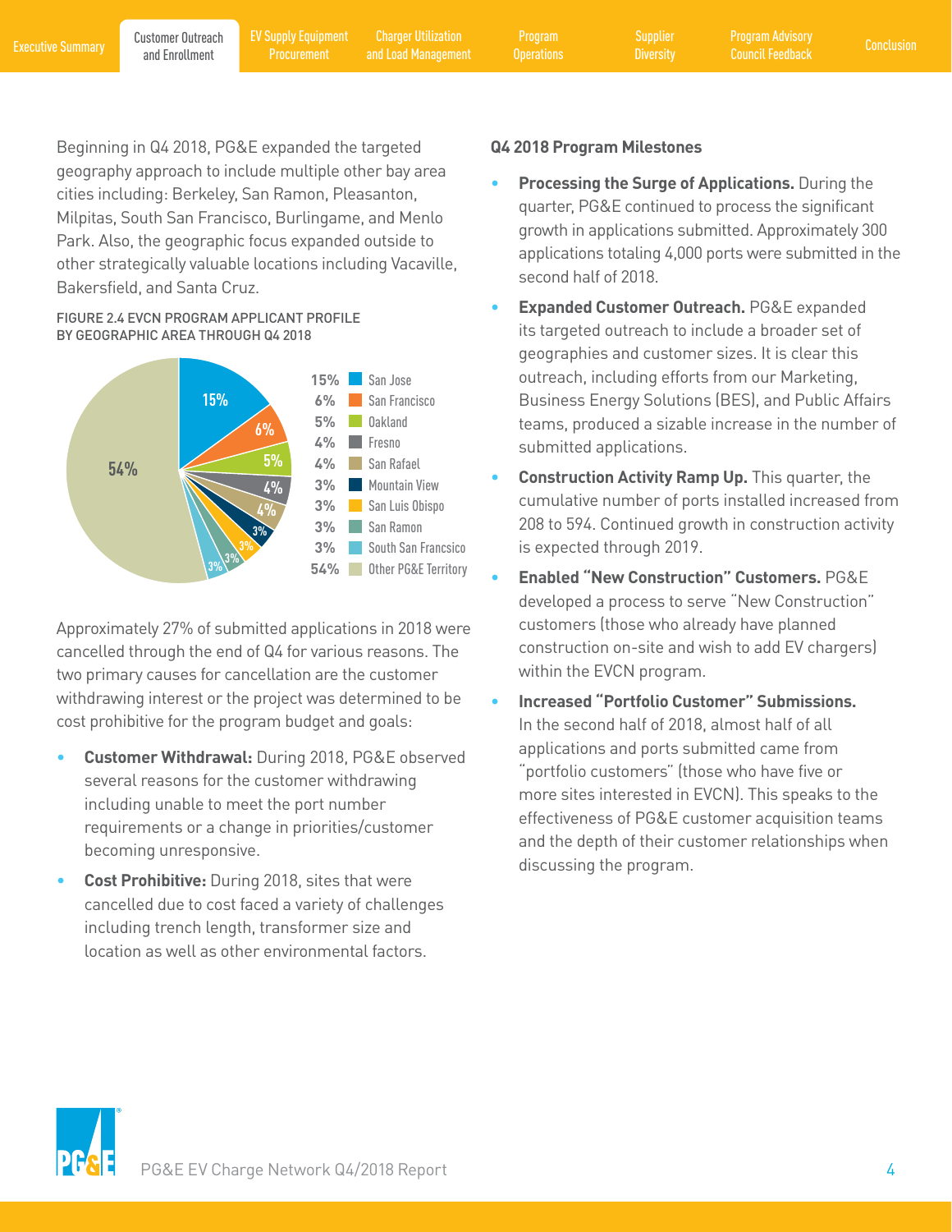Beginning in Q4 2018, PG&E expanded the targeted geography approach to include multiple other bay area cities including: Berkeley, San Ramon, Pleasanton, Milpitas, South San Francisco, Burlingame, and Menlo Park. Also, the geographic focus expanded outside to other strategically valuable locations including Vacaville, Bakersfield, and Santa Cruz.

FIGURE 2.4 EVCN PROGRAM APPLICANT PROFILE BY GEOGRAPHIC AREA THROUGH Q4 2018

| Share | Geographic Area |
|---|---|
| 15% | San Jose |
| 6% | San Francisco |
| 5% | Oakland |
| 4% | Fresno |
| 4% | San Rafael |
| 3% | Mountain View |
| 3% | San Luis Obispo |
| 3% | San Ramon |
| 3% | South San Francsico |
| 54% | Other PG&E Territory |

Approximately 27% of submitted applications in 2018 were cancelled through the end of Q4 for various reasons. The two primary causes for cancellation are the customer withdrawing interest or the project was determined to be cost prohibitive for the program budget and goals:

- **Customer Withdrawal:** During 2018, PG&E observed several reasons for the customer withdrawing including unable to meet the port number requirements or a change in priorities/customer becoming unresponsive.
- **Cost Prohibitive:** During 2018, sites that were cancelled due to cost faced a variety of challenges including trench length, transformer size and location as well as other environmental factors.

**Q4 2018 Program Milestones**

- **Processing the Surge of Applications.** During the quarter, PG&E continued to process the significant growth in applications submitted. Approximately 300 applications totaling 4,000 ports were submitted in the second half of 2018.
- **Expanded Customer Outreach.** PG&E expanded its targeted outreach to include a broader set of geographies and customer sizes. It is clear this outreach, including efforts from our Marketing, Business Energy Solutions (BES), and Public Affairs teams, produced a sizable increase in the number of submitted applications.
- **Construction Activity Ramp Up.** This quarter, the cumulative number of ports installed increased from 208 to 594. Continued growth in construction activity is expected through 2019.
- **Enabled "New Construction" Customers.** PG&E developed a process to serve "New Construction" customers (those who already have planned construction on-site and wish to add EV chargers) within the EVCN program.
- **Increased "Portfolio Customer" Submissions.** In the second half of 2018, almost half of all applications and ports submitted came from "portfolio customers" (those who have five or more sites interested in EVCN). This speaks to the effectiveness of PG&E customer acquisition teams and the depth of their customer relationships when discussing the program.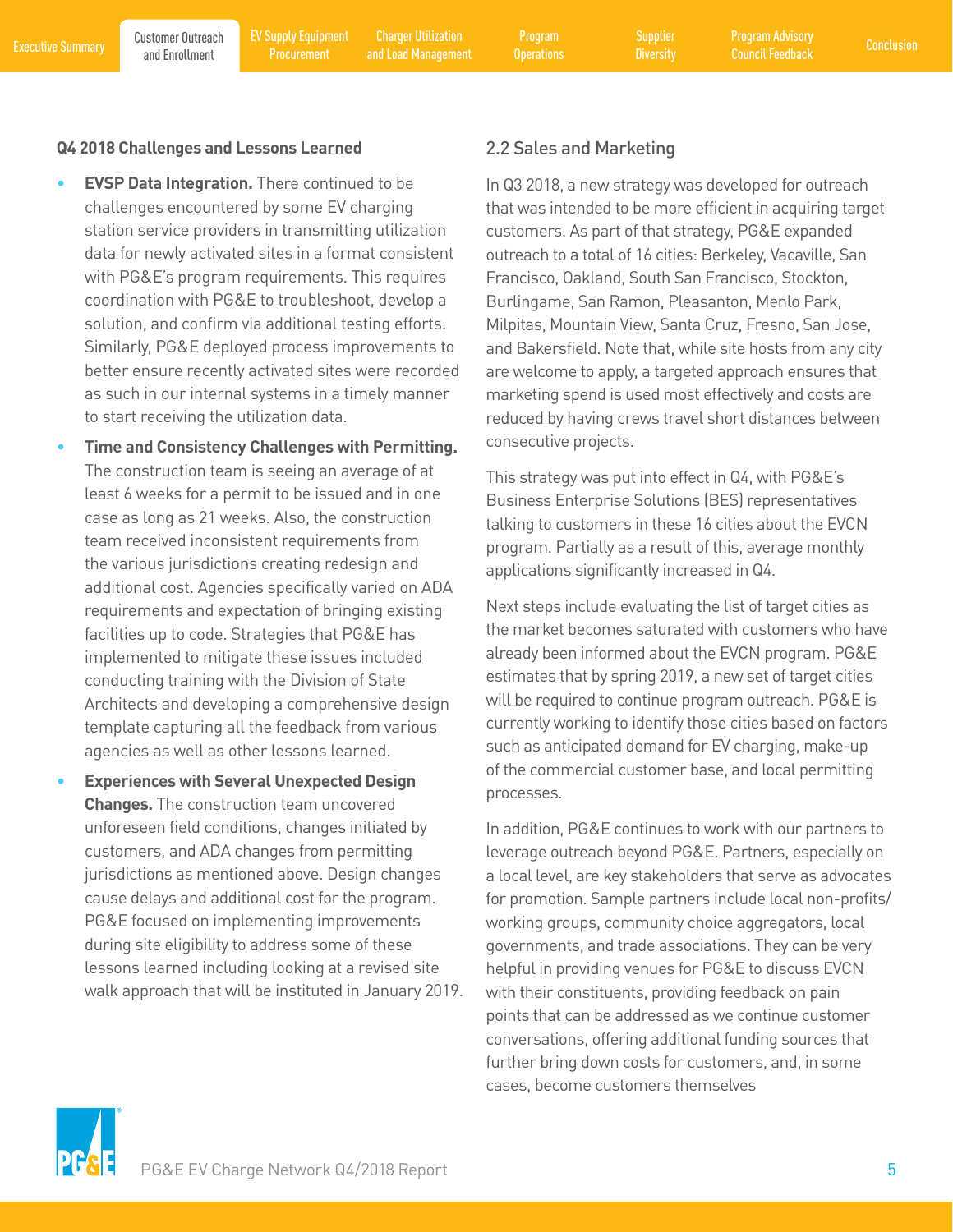**Q4 2018 Challenges and Lessons Learned**

- **EVSP Data Integration.** There continued to be challenges encountered by some EV charging station service providers in transmitting utilization data for newly activated sites in a format consistent with PG&E's program requirements. This requires coordination with PG&E to troubleshoot, develop a solution, and confirm via additional testing efforts. Similarly, PG&E deployed process improvements to better ensure recently activated sites were recorded as such in our internal systems in a timely manner to start receiving the utilization data.
- **Time and Consistency Challenges with Permitting.** The construction team is seeing an average of at least 6 weeks for a permit to be issued and in one case as long as 21 weeks. Also, the construction team received inconsistent requirements from the various jurisdictions creating redesign and additional cost. Agencies specifically varied on ADA requirements and expectation of bringing existing facilities up to code. Strategies that PG&E has implemented to mitigate these issues included conducting training with the Division of State Architects and developing a comprehensive design template capturing all the feedback from various agencies as well as other lessons learned.
- **Experiences with Several Unexpected Design Changes.** The construction team uncovered unforeseen field conditions, changes initiated by customers, and ADA changes from permitting jurisdictions as mentioned above. Design changes cause delays and additional cost for the program. PG&E focused on implementing improvements during site eligibility to address some of these lessons learned including looking at a revised site walk approach that will be instituted in January 2019.

## 2.2 Sales and Marketing

In Q3 2018, a new strategy was developed for outreach that was intended to be more efficient in acquiring target customers. As part of that strategy, PG&E expanded outreach to a total of 16 cities: Berkeley, Vacaville, San Francisco, Oakland, South San Francisco, Stockton, Burlingame, San Ramon, Pleasanton, Menlo Park, Milpitas, Mountain View, Santa Cruz, Fresno, San Jose, and Bakersfield. Note that, while site hosts from any city are welcome to apply, a targeted approach ensures that marketing spend is used most effectively and costs are reduced by having crews travel short distances between consecutive projects.

This strategy was put into effect in Q4, with PG&E's Business Enterprise Solutions (BES) representatives talking to customers in these 16 cities about the EVCN program. Partially as a result of this, average monthly applications significantly increased in Q4.

Next steps include evaluating the list of target cities as the market becomes saturated with customers who have already been informed about the EVCN program. PG&E estimates that by spring 2019, a new set of target cities will be required to continue program outreach. PG&E is currently working to identify those cities based on factors such as anticipated demand for EV charging, make-up of the commercial customer base, and local permitting processes.

In addition, PG&E continues to work with our partners to leverage outreach beyond PG&E. Partners, especially on a local level, are key stakeholders that serve as advocates for promotion. Sample partners include local non-profits/working groups, community choice aggregators, local governments, and trade associations. They can be very helpful in providing venues for PG&E to discuss EVCN with their constituents, providing feedback on pain points that can be addressed as we continue customer conversations, offering additional funding sources that further bring down costs for customers, and, in some cases, become customers themselves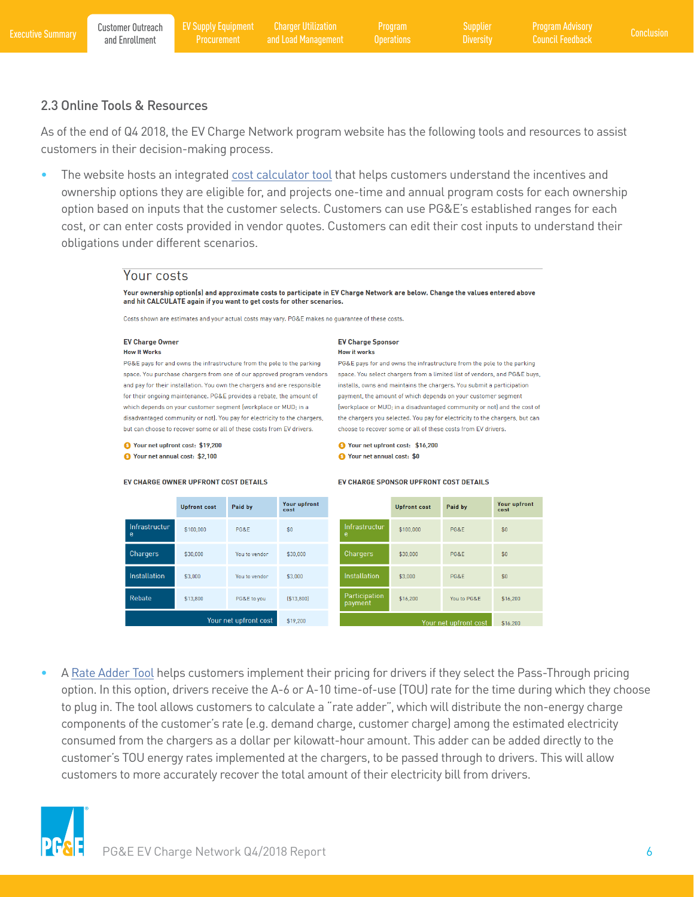## 2.3 Online Tools & Resources

As of the end of Q4 2018, the EV Charge Network program website has the following tools and resources to assist customers in their decision-making process.

- The website hosts an integrated cost calculator tool that helps customers understand the incentives and ownership options they are eligible for, and projects one-time and annual program costs for each ownership option based on inputs that the customer selects. Customers can use PG&E's established ranges for each cost, or can enter costs provided in vendor quotes. Customers can edit their cost inputs to understand their obligations under different scenarios.

### Your costs

**Your ownership option(s) and approximate costs to participate in EV Charge Network are below. Change the values entered above and hit CALCULATE again if you want to get costs for other scenarios.**

Costs shown are estimates and your actual costs may vary. PG&E makes no guarantee of these costs.

**EV Charge Owner**

**How It Works**

PG&E pays for and owns the infrastructure from the pole to the parking space. You purchase chargers from one of our approved program vendors and pay for their installation. You own the chargers and are responsible for their ongoing maintenance. PG&E provides a rebate, the amount of which depends on your customer segment (workplace or MUD; in a disadvantaged community or not). You pay for electricity to the chargers, but can choose to recover some or all of these costs from EV drivers.

- **Your net upfront cost: $19,200**
- **Your net annual cost: $2,100**

**EV Charge Sponsor**

**How it works**

PG&E pays for and owns the infrastructure from the pole to the parking space. You select chargers from a limited list of vendors, and PG&E buys, installs, owns and maintains the chargers. You submit a participation payment, the amount of which depends on your customer segment (workplace or MUD; in a disadvantaged community or not) and the cost of the chargers you selected. You pay for electricity to the chargers, but can choose to recover some or all of these costs from EV drivers.

- **Your net upfront cost: $16,200**
- **Your net annual cost: $0**

**EV CHARGE OWNER UPFRONT COST DETAILS**

| | Upfront cost | Paid by | Your upfront cost |
|---|---|---|---|
| Infrastructure | $100,000 | PG&E | $0 |
| Chargers | $30,000 | You to vendor | $30,000 |
| Installation | $3,000 | You to vendor | $3,000 |
| Rebate | $13,800 | PG&E to you | ($13,800) |
| Your net upfront cost | | | $19,200 |

**EV CHARGE SPONSOR UPFRONT COST DETAILS**

| | Upfront cost | Paid by | Your upfront cost |
|---|---|---|---|
| Infrastructure | $100,000 | PG&E | $0 |
| Chargers | $30,000 | PG&E | $0 |
| Installation | $3,000 | PG&E | $0 |
| Participation payment | $16,200 | You to PG&E | $16,200 |
| Your net upfront cost | | | $16,200 |

- A Rate Adder Tool helps customers implement their pricing for drivers if they select the Pass-Through pricing option. In this option, drivers receive the A-6 or A-10 time-of-use (TOU) rate for the time during which they choose to plug in. The tool allows customers to calculate a "rate adder", which will distribute the non-energy charge components of the customer's rate (e.g. demand charge, customer charge) among the estimated electricity consumed from the chargers as a dollar per kilowatt-hour amount. This adder can be added directly to the customer's TOU energy rates implemented at the chargers, to be passed through to drivers. This will allow customers to more accurately recover the total amount of their electricity bill from drivers.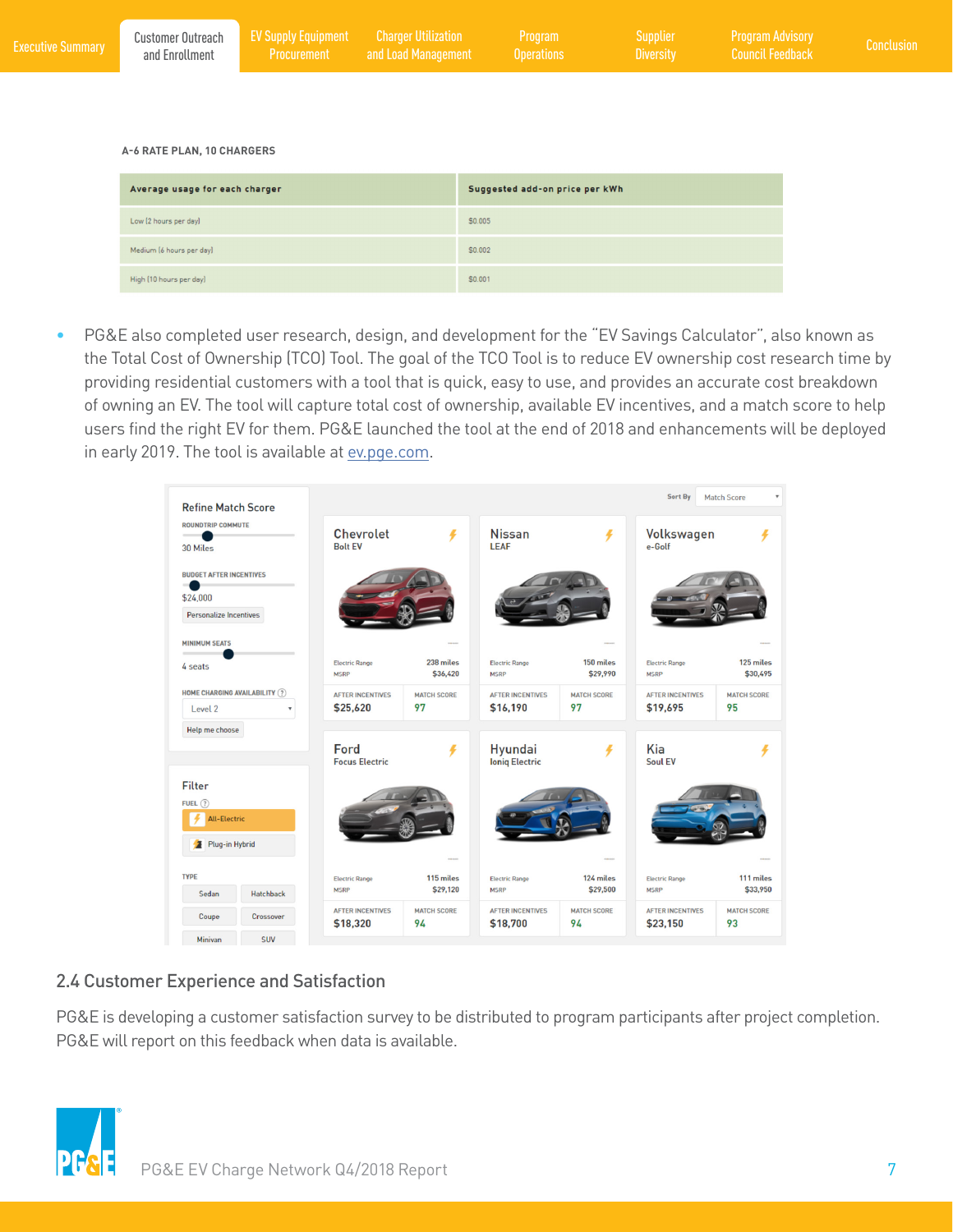**A-6 RATE PLAN, 10 CHARGERS**

| Average usage for each charger | Suggested add-on price per kWh |
| --- | --- |
| Low (2 hours per day) | $0.005 |
| Medium (6 hours per day) | $0.002 |
| High (10 hours per day) | $0.001 |

- PG&E also completed user research, design, and development for the "EV Savings Calculator", also known as the Total Cost of Ownership (TCO) Tool. The goal of the TCO Tool is to reduce EV ownership cost research time by providing residential customers with a tool that is quick, easy to use, and provides an accurate cost breakdown of owning an EV. The tool will capture total cost of ownership, available EV incentives, and a match score to help users find the right EV for them. PG&E launched the tool at the end of 2018 and enhancements will be deployed in early 2019. The tool is available at ev.pge.com.

## 2.4 Customer Experience and Satisfaction

PG&E is developing a customer satisfaction survey to be distributed to program participants after project completion. PG&E will report on this feedback when data is available.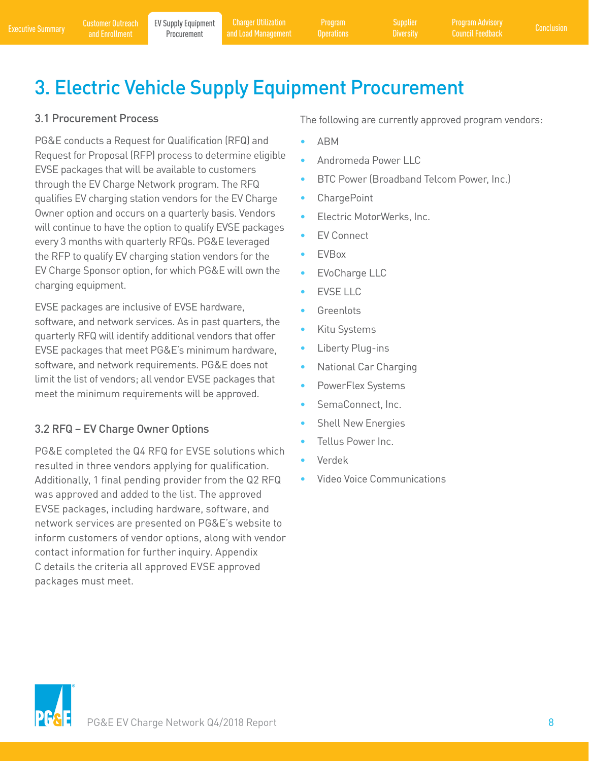# 3. Electric Vehicle Supply Equipment Procurement

## 3.1 Procurement Process

PG&E conducts a Request for Qualification (RFQ) and Request for Proposal (RFP) process to determine eligible EVSE packages that will be available to customers through the EV Charge Network program. The RFQ qualifies EV charging station vendors for the EV Charge Owner option and occurs on a quarterly basis. Vendors will continue to have the option to qualify EVSE packages every 3 months with quarterly RFQs. PG&E leveraged the RFP to qualify EV charging station vendors for the EV Charge Sponsor option, for which PG&E will own the charging equipment.

EVSE packages are inclusive of EVSE hardware, software, and network services. As in past quarters, the quarterly RFQ will identify additional vendors that offer EVSE packages that meet PG&E's minimum hardware, software, and network requirements. PG&E does not limit the list of vendors; all vendor EVSE packages that meet the minimum requirements will be approved.

## 3.2 RFQ – EV Charge Owner Options

PG&E completed the Q4 RFQ for EVSE solutions which resulted in three vendors applying for qualification. Additionally, 1 final pending provider from the Q2 RFQ was approved and added to the list. The approved EVSE packages, including hardware, software, and network services are presented on PG&E's website to inform customers of vendor options, along with vendor contact information for further inquiry. Appendix C details the criteria all approved EVSE approved packages must meet.

The following are currently approved program vendors:

- ABM
- Andromeda Power LLC
- BTC Power (Broadband Telcom Power, Inc.)
- ChargePoint
- Electric MotorWerks, Inc.
- EV Connect
- EVBox
- EVoCharge LLC
- EVSE LLC
- Greenlots
- Kitu Systems
- Liberty Plug-ins
- National Car Charging
- PowerFlex Systems
- SemaConnect, Inc.
- Shell New Energies
- Tellus Power Inc.
- Verdek
- Video Voice Communications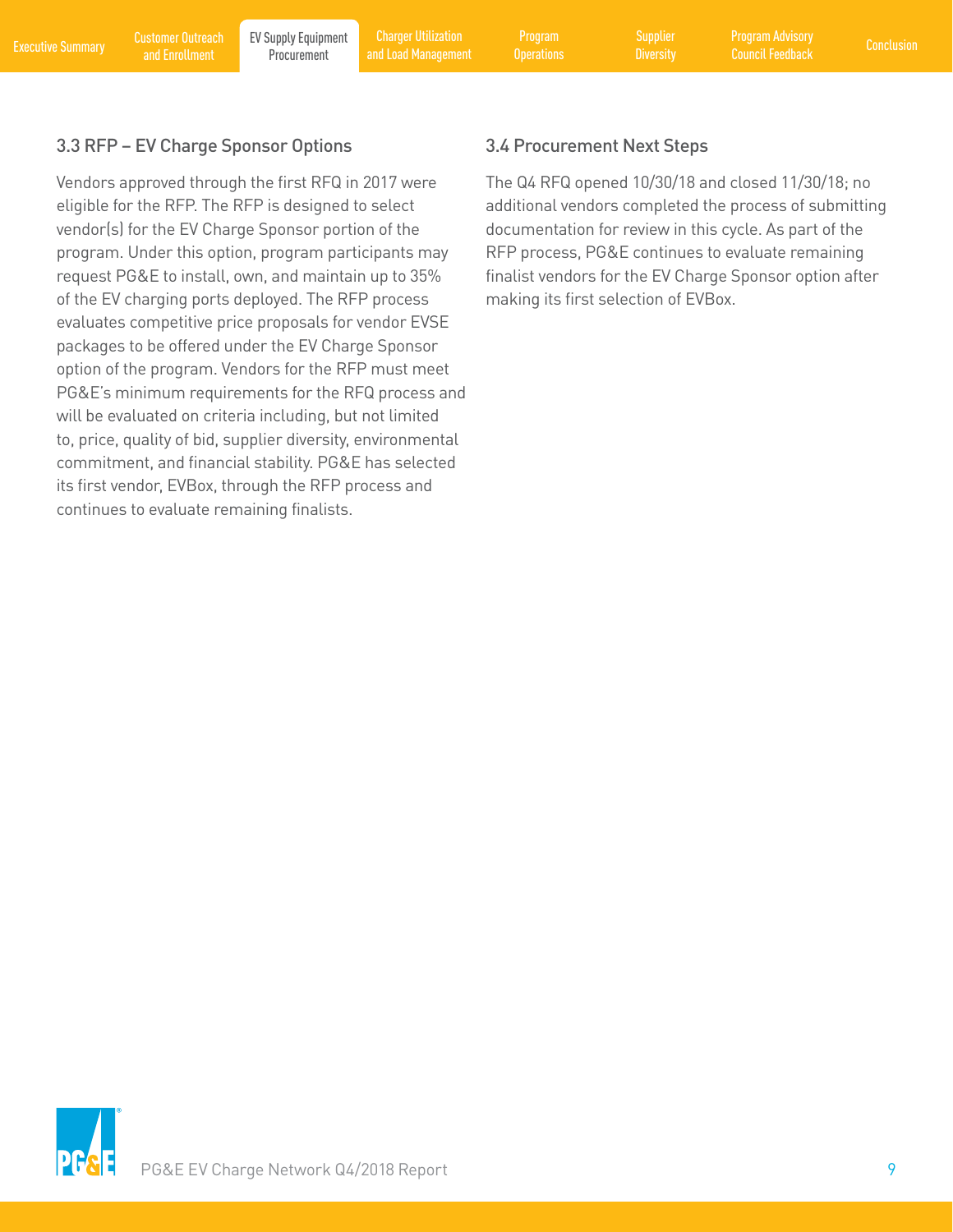### 3.3 RFP – EV Charge Sponsor Options

Vendors approved through the first RFQ in 2017 were eligible for the RFP. The RFP is designed to select vendor(s) for the EV Charge Sponsor portion of the program. Under this option, program participants may request PG&E to install, own, and maintain up to 35% of the EV charging ports deployed. The RFP process evaluates competitive price proposals for vendor EVSE packages to be offered under the EV Charge Sponsor option of the program. Vendors for the RFP must meet PG&E's minimum requirements for the RFQ process and will be evaluated on criteria including, but not limited to, price, quality of bid, supplier diversity, environmental commitment, and financial stability. PG&E has selected its first vendor, EVBox, through the RFP process and continues to evaluate remaining finalists.

### 3.4 Procurement Next Steps

The Q4 RFQ opened 10/30/18 and closed 11/30/18; no additional vendors completed the process of submitting documentation for review in this cycle. As part of the RFP process, PG&E continues to evaluate remaining finalist vendors for the EV Charge Sponsor option after making its first selection of EVBox.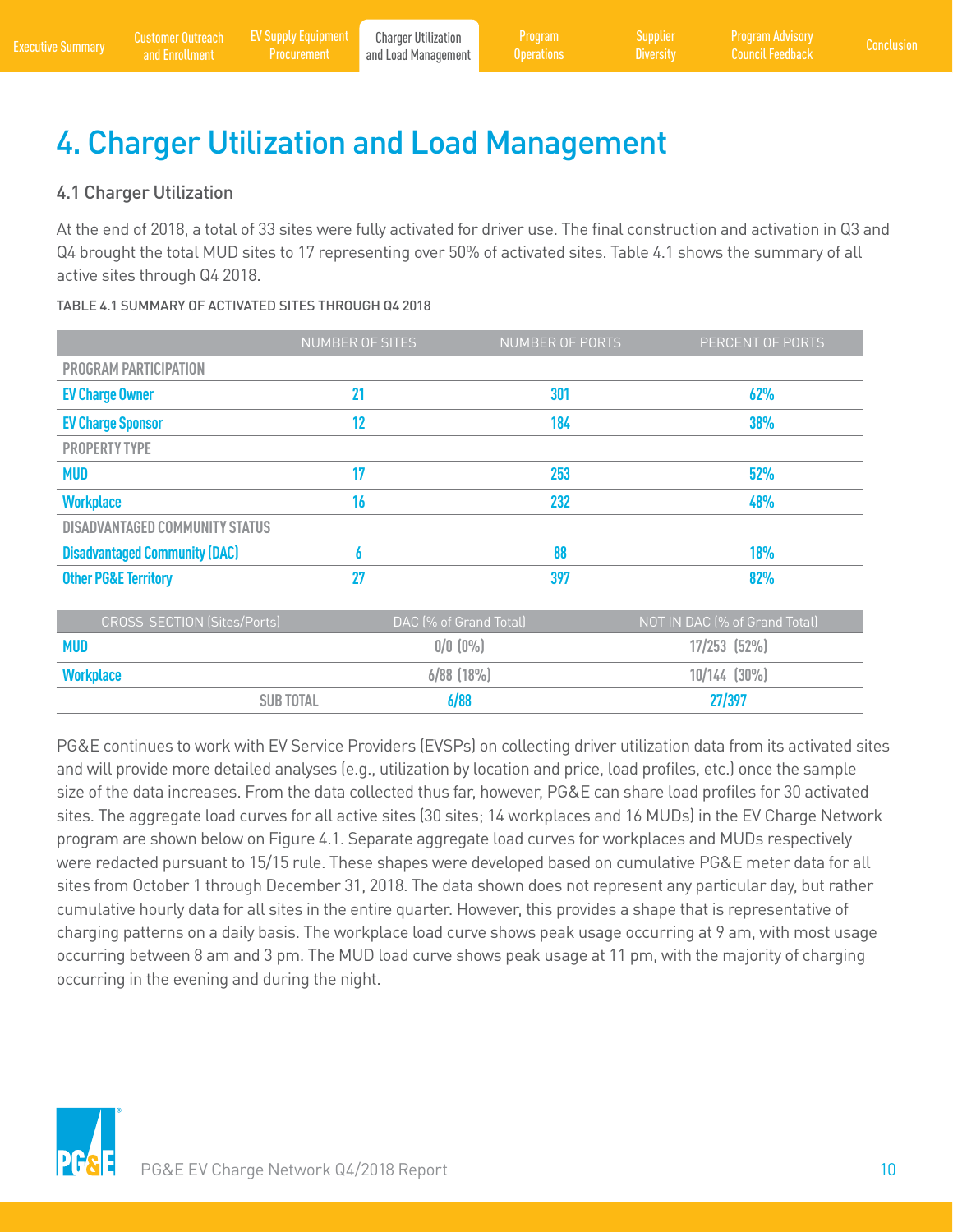# 4. Charger Utilization and Load Management

## 4.1 Charger Utilization

At the end of 2018, a total of 33 sites were fully activated for driver use. The final construction and activation in Q3 and Q4 brought the total MUD sites to 17 representing over 50% of activated sites. Table 4.1 shows the summary of all active sites through Q4 2018.

TABLE 4.1 SUMMARY OF ACTIVATED SITES THROUGH Q4 2018

| | NUMBER OF SITES | NUMBER OF PORTS | PERCENT OF PORTS |
|---|---|---|---|
| **PROGRAM PARTICIPATION** | | | |
| **EV Charge Owner** | 21 | 301 | 62% |
| **EV Charge Sponsor** | 12 | 184 | 38% |
| **PROPERTY TYPE** | | | |
| **MUD** | 17 | 253 | 52% |
| **Workplace** | 16 | 232 | 48% |
| **DISADVANTAGED COMMUNITY STATUS** | | | |
| **Disadvantaged Community (DAC)** | 6 | 88 | 18% |
| **Other PG&E Territory** | 27 | 397 | 82% |

| CROSS SECTION (Sites/Ports) | DAC (% of Grand Total) | NOT IN DAC (% of Grand Total) |
|---|---|---|
| **MUD** | 0/0 (0%) | 17/253 (52%) |
| **Workplace** | 6/88 (18%) | 10/144 (30%) |
| **SUB TOTAL** | 6/88 | 27/397 |

PG&E continues to work with EV Service Providers (EVSPs) on collecting driver utilization data from its activated sites and will provide more detailed analyses (e.g., utilization by location and price, load profiles, etc.) once the sample size of the data increases. From the data collected thus far, however, PG&E can share load profiles for 30 activated sites. The aggregate load curves for all active sites (30 sites; 14 workplaces and 16 MUDs) in the EV Charge Network program are shown below on Figure 4.1. Separate aggregate load curves for workplaces and MUDs respectively were redacted pursuant to 15/15 rule. These shapes were developed based on cumulative PG&E meter data for all sites from October 1 through December 31, 2018. The data shown does not represent any particular day, but rather cumulative hourly data for all sites in the entire quarter. However, this provides a shape that is representative of charging patterns on a daily basis. The workplace load curve shows peak usage occurring at 9 am, with most usage occurring between 8 am and 3 pm. The MUD load curve shows peak usage at 11 pm, with the majority of charging occurring in the evening and during the night.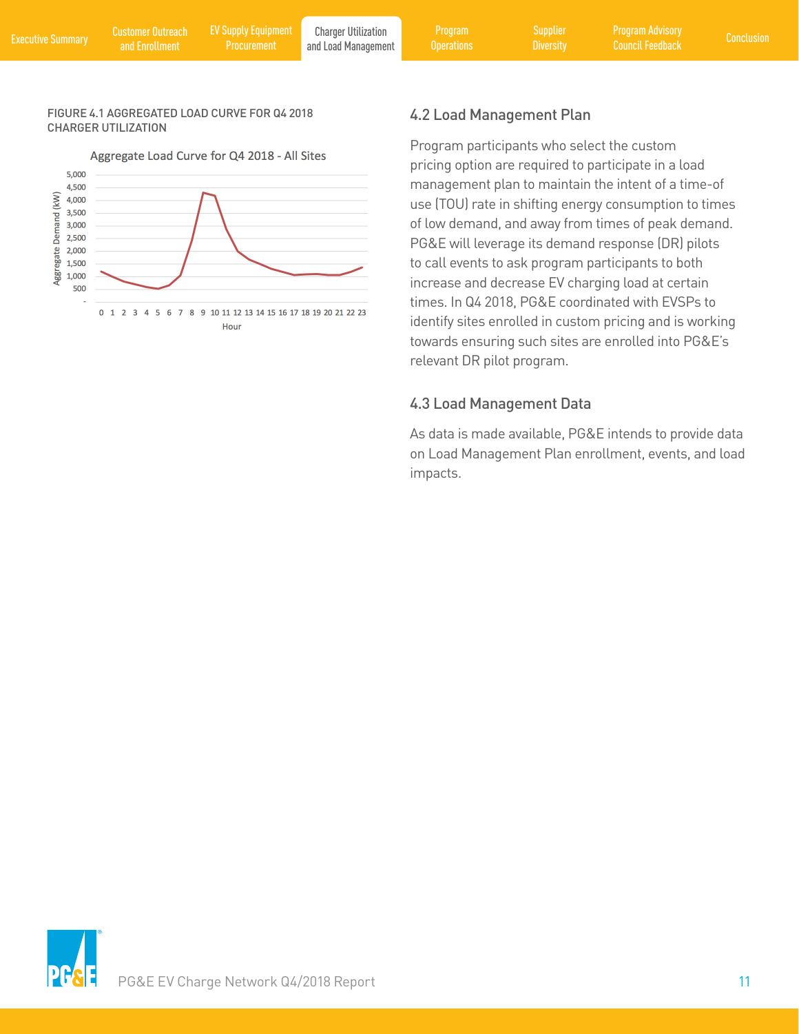FIGURE 4.1 AGGREGATED LOAD CURVE FOR Q4 2018 CHARGER UTILIZATION

## 4.2 Load Management Plan

Program participants who select the custom pricing option are required to participate in a load management plan to maintain the intent of a time-of use (TOU) rate in shifting energy consumption to times of low demand, and away from times of peak demand. PG&E will leverage its demand response (DR) pilots to call events to ask program participants to both increase and decrease EV charging load at certain times. In Q4 2018, PG&E coordinated with EVSPs to identify sites enrolled in custom pricing and is working towards ensuring such sites are enrolled into PG&E's relevant DR pilot program.

## 4.3 Load Management Data

As data is made available, PG&E intends to provide data on Load Management Plan enrollment, events, and load impacts.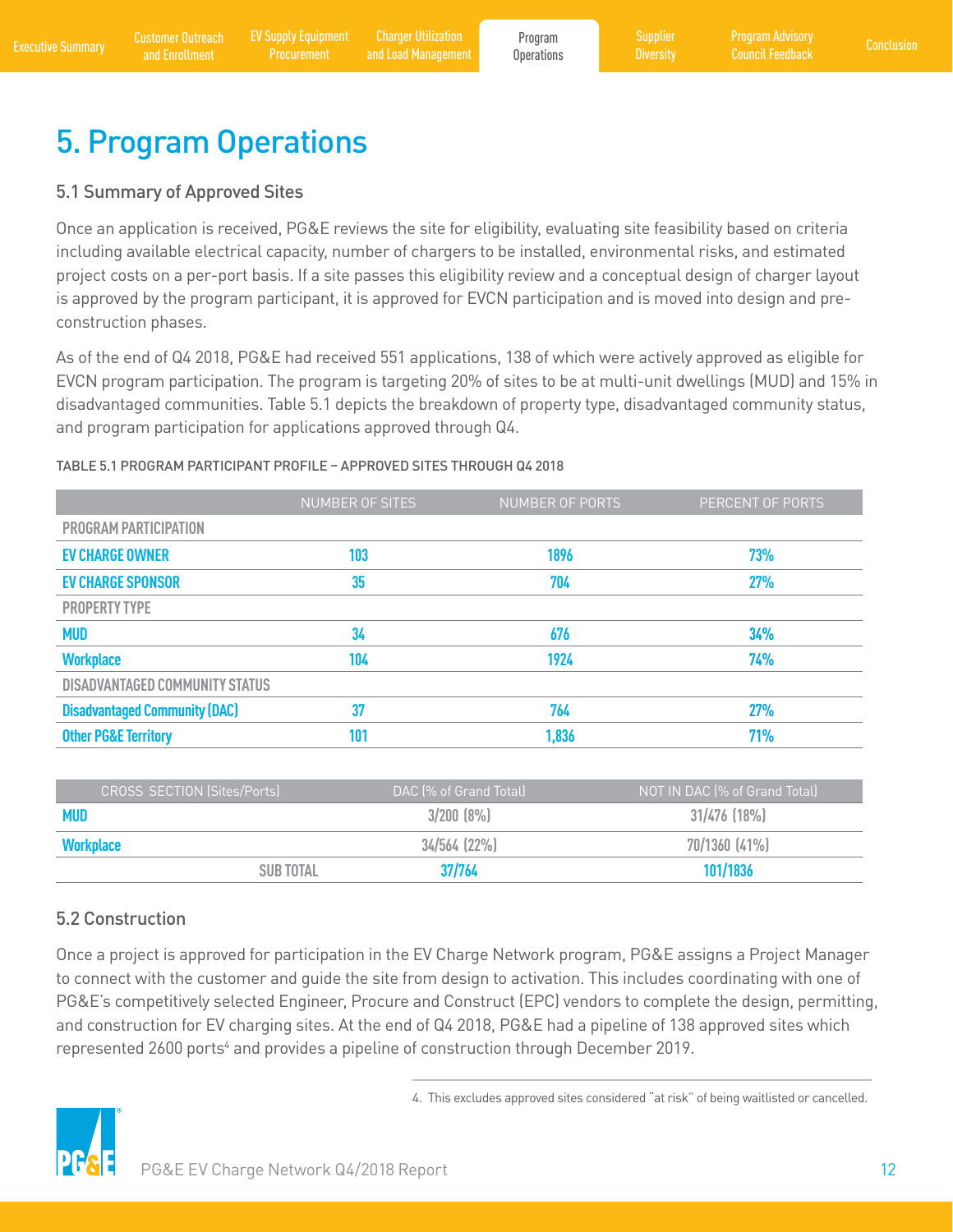# 5. Program Operations

## 5.1 Summary of Approved Sites

Once an application is received, PG&E reviews the site for eligibility, evaluating site feasibility based on criteria including available electrical capacity, number of chargers to be installed, environmental risks, and estimated project costs on a per-port basis. If a site passes this eligibility review and a conceptual design of charger layout is approved by the program participant, it is approved for EVCN participation and is moved into design and pre-construction phases.

As of the end of Q4 2018, PG&E had received 551 applications, 138 of which were actively approved as eligible for EVCN program participation. The program is targeting 20% of sites to be at multi-unit dwellings (MUD) and 15% in disadvantaged communities. Table 5.1 depicts the breakdown of property type, disadvantaged community status, and program participation for applications approved through Q4.

TABLE 5.1 PROGRAM PARTICIPANT PROFILE – APPROVED SITES THROUGH Q4 2018

| | NUMBER OF SITES | NUMBER OF PORTS | PERCENT OF PORTS |
|---|---|---|---|
| **PROGRAM PARTICIPATION** | | | |
| **EV CHARGE OWNER** | 103 | 1896 | 73% |
| **EV CHARGE SPONSOR** | 35 | 704 | 27% |
| **PROPERTY TYPE** | | | |
| **MUD** | 34 | 676 | 34% |
| **Workplace** | 104 | 1924 | 74% |
| **DISADVANTAGED COMMUNITY STATUS** | | | |
| **Disadvantaged Community (DAC)** | 37 | 764 | 27% |
| **Other PG&E Territory** | 101 | 1,836 | 71% |

| CROSS SECTION (Sites/Ports) | DAC (% of Grand Total) | NOT IN DAC (% of Grand Total) |
|---|---|---|
| **MUD** | 3/200 (8%) | 31/476 (18%) |
| **Workplace** | 34/564 (22%) | 70/1360 (41%) |
| SUB TOTAL | 37/764 | 101/1836 |

## 5.2 Construction

Once a project is approved for participation in the EV Charge Network program, PG&E assigns a Project Manager to connect with the customer and guide the site from design to activation. This includes coordinating with one of PG&E's competitively selected Engineer, Procure and Construct (EPC) vendors to complete the design, permitting, and construction for EV charging sites. At the end of Q4 2018, PG&E had a pipeline of 138 approved sites which represented 2600 ports[4] and provides a pipeline of construction through December 2019.

4. This excludes approved sites considered "at risk" of being waitlisted or cancelled.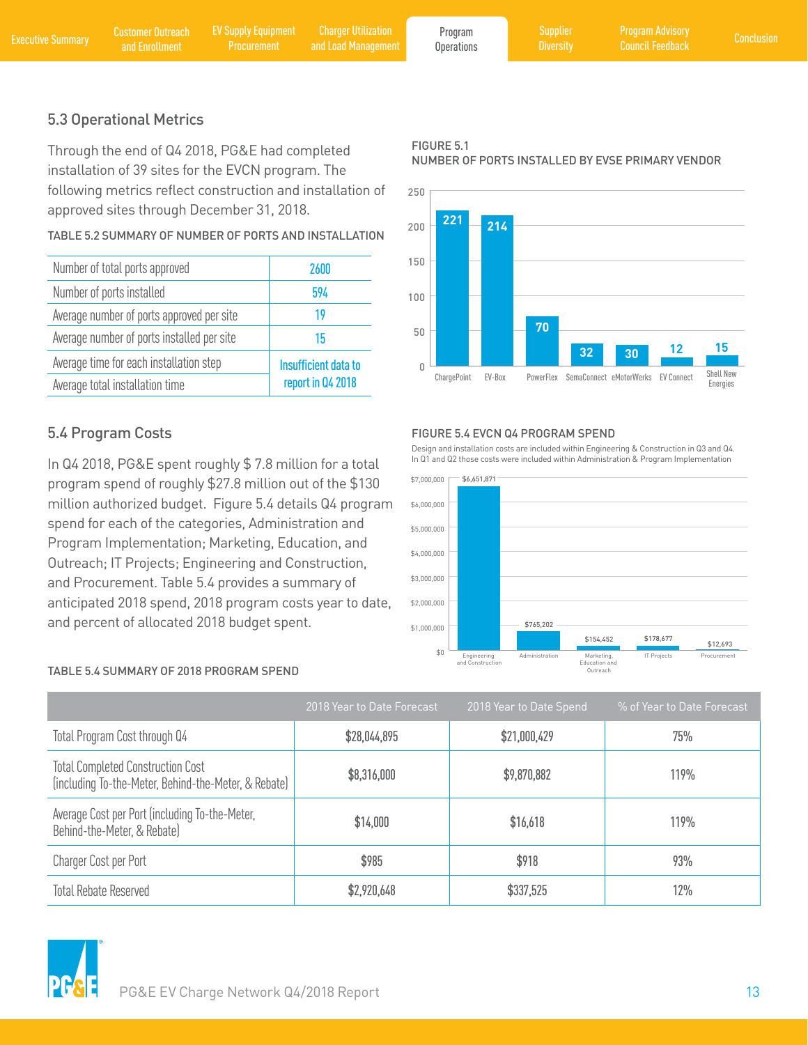## 5.3 Operational Metrics

Through the end of Q4 2018, PG&E had completed installation of 39 sites for the EVCN program. The following metrics reflect construction and installation of approved sites through December 31, 2018.

TABLE 5.2 SUMMARY OF NUMBER OF PORTS AND INSTALLATION

| | |
|---|---|
| Number of total ports approved | 2600 |
| Number of ports installed | 594 |
| Average number of ports approved per site | 19 |
| Average number of ports installed per site | 15 |
| Average time for each installation step | Insufficient data to report in Q4 2018 |
| Average total installation time | |

FIGURE 5.1
NUMBER OF PORTS INSTALLED BY EVSE PRIMARY VENDOR

| Vendor | Ports |
|---|---|
| ChargePoint | 221 |
| EV-Box | 214 |
| PowerFlex | 70 |
| SemaConnect | 32 |
| eMotorWerks | 30 |
| EV Connect | 12 |
| Shell New Energies | 15 |

## 5.4 Program Costs

In Q4 2018, PG&E spent roughly $ 7.8 million for a total program spend of roughly $27.8 million out of the $130 million authorized budget. Figure 5.4 details Q4 program spend for each of the categories, Administration and Program Implementation; Marketing, Education, and Outreach; IT Projects; Engineering and Construction, and Procurement. Table 5.4 provides a summary of anticipated 2018 spend, 2018 program costs year to date, and percent of allocated 2018 budget spent.

FIGURE 5.4 EVCN Q4 PROGRAM SPEND

Design and installation costs are included within Engineering & Construction in Q3 and Q4. In Q1 and Q2 those costs were included within Administration & Program Implementation

| Category | Spend |
|---|---|
| Engineering and Construction | $6,651,871 |
| Administration | $765,202 |
| Marketing, Education and Outreach | $154,452 |
| IT Projects | $178,677 |
| Procurement | $12,693 |

TABLE 5.4 SUMMARY OF 2018 PROGRAM SPEND

| | 2018 Year to Date Forecast | 2018 Year to Date Spend | % of Year to Date Forecast |
|---|---|---|---|
| Total Program Cost through Q4 | $28,044,895 | $21,000,429 | 75% |
| Total Completed Construction Cost (including To-the-Meter, Behind-the-Meter, & Rebate) | $8,316,000 | $9,870,882 | 119% |
| Average Cost per Port (including To-the-Meter, Behind-the-Meter, & Rebate) | $14,000 | $16,618 | 119% |
| Charger Cost per Port | $985 | $918 | 93% |
| Total Rebate Reserved | $2,920,648 | $337,525 | 12% |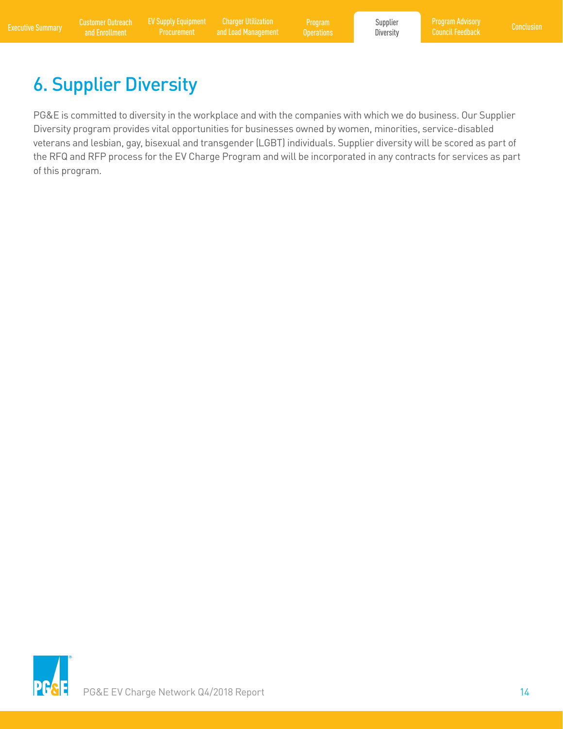# 6. Supplier Diversity

PG&E is committed to diversity in the workplace and with the companies with which we do business. Our Supplier Diversity program provides vital opportunities for businesses owned by women, minorities, service-disabled veterans and lesbian, gay, bisexual and transgender (LGBT) individuals. Supplier diversity will be scored as part of the RFQ and RFP process for the EV Charge Program and will be incorporated in any contracts for services as part of this program.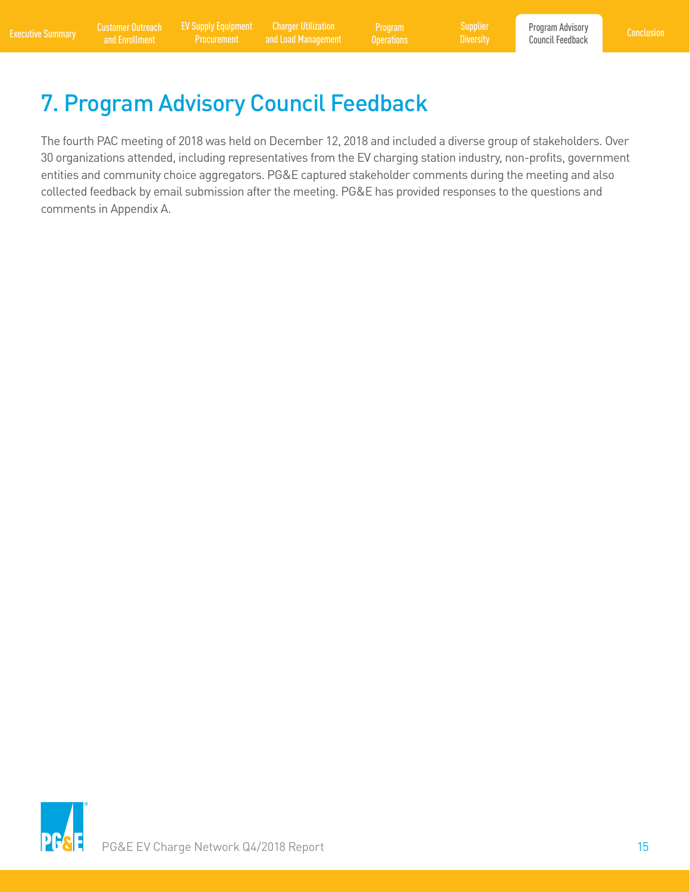# 7. Program Advisory Council Feedback

The fourth PAC meeting of 2018 was held on December 12, 2018 and included a diverse group of stakeholders. Over 30 organizations attended, including representatives from the EV charging station industry, non-profits, government entities and community choice aggregators. PG&E captured stakeholder comments during the meeting and also collected feedback by email submission after the meeting. PG&E has provided responses to the questions and comments in Appendix A.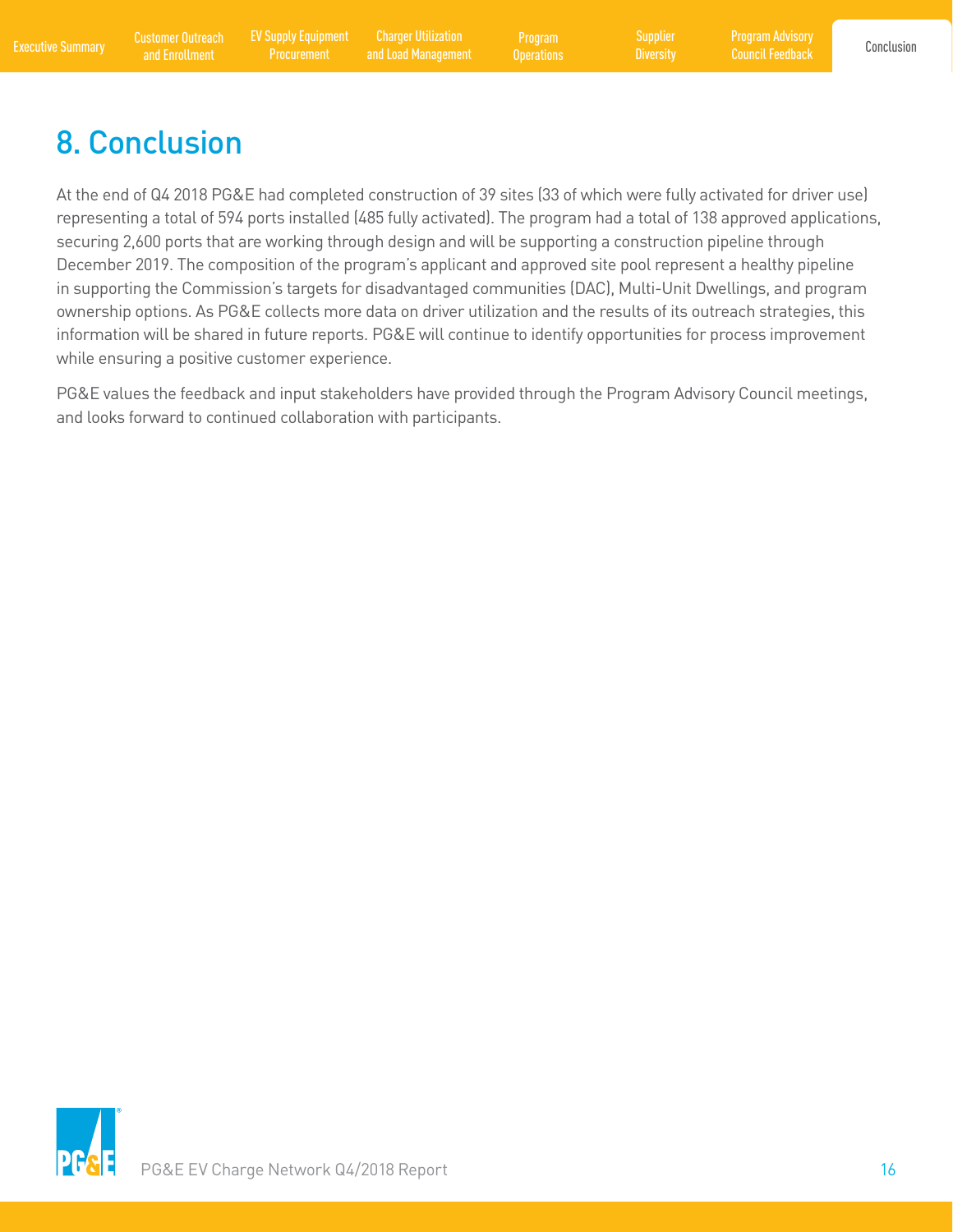# 8. Conclusion

At the end of Q4 2018 PG&E had completed construction of 39 sites (33 of which were fully activated for driver use) representing a total of 594 ports installed (485 fully activated). The program had a total of 138 approved applications, securing 2,600 ports that are working through design and will be supporting a construction pipeline through December 2019. The composition of the program's applicant and approved site pool represent a healthy pipeline in supporting the Commission's targets for disadvantaged communities (DAC), Multi-Unit Dwellings, and program ownership options. As PG&E collects more data on driver utilization and the results of its outreach strategies, this information will be shared in future reports. PG&E will continue to identify opportunities for process improvement while ensuring a positive customer experience.

PG&E values the feedback and input stakeholders have provided through the Program Advisory Council meetings, and looks forward to continued collaboration with participants.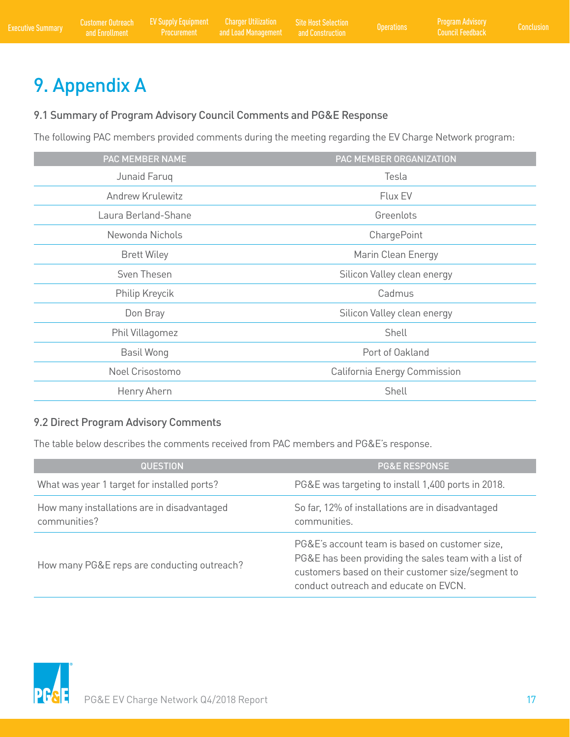# 9. Appendix A

## 9.1 Summary of Program Advisory Council Comments and PG&E Response

The following PAC members provided comments during the meeting regarding the EV Charge Network program:

| PAC MEMBER NAME | PAC MEMBER ORGANIZATION |
|---|---|
| Junaid Faruq | Tesla |
| Andrew Krulewitz | Flux EV |
| Laura Berland-Shane | Greenlots |
| Newonda Nichols | ChargePoint |
| Brett Wiley | Marin Clean Energy |
| Sven Thesen | Silicon Valley clean energy |
| Philip Kreycik | Cadmus |
| Don Bray | Silicon Valley clean energy |
| Phil Villagomez | Shell |
| Basil Wong | Port of Oakland |
| Noel Crisostomo | California Energy Commission |
| Henry Ahern | Shell |

## 9.2 Direct Program Advisory Comments

The table below describes the comments received from PAC members and PG&E's response.

| QUESTION | PG&E RESPONSE |
|---|---|
| What was year 1 target for installed ports? | PG&E was targeting to install 1,400 ports in 2018. |
| How many installations are in disadvantaged communities? | So far, 12% of installations are in disadvantaged communities. |
| How many PG&E reps are conducting outreach? | PG&E's account team is based on customer size, PG&E has been providing the sales team with a list of customers based on their customer size/segment to conduct outreach and educate on EVCN. |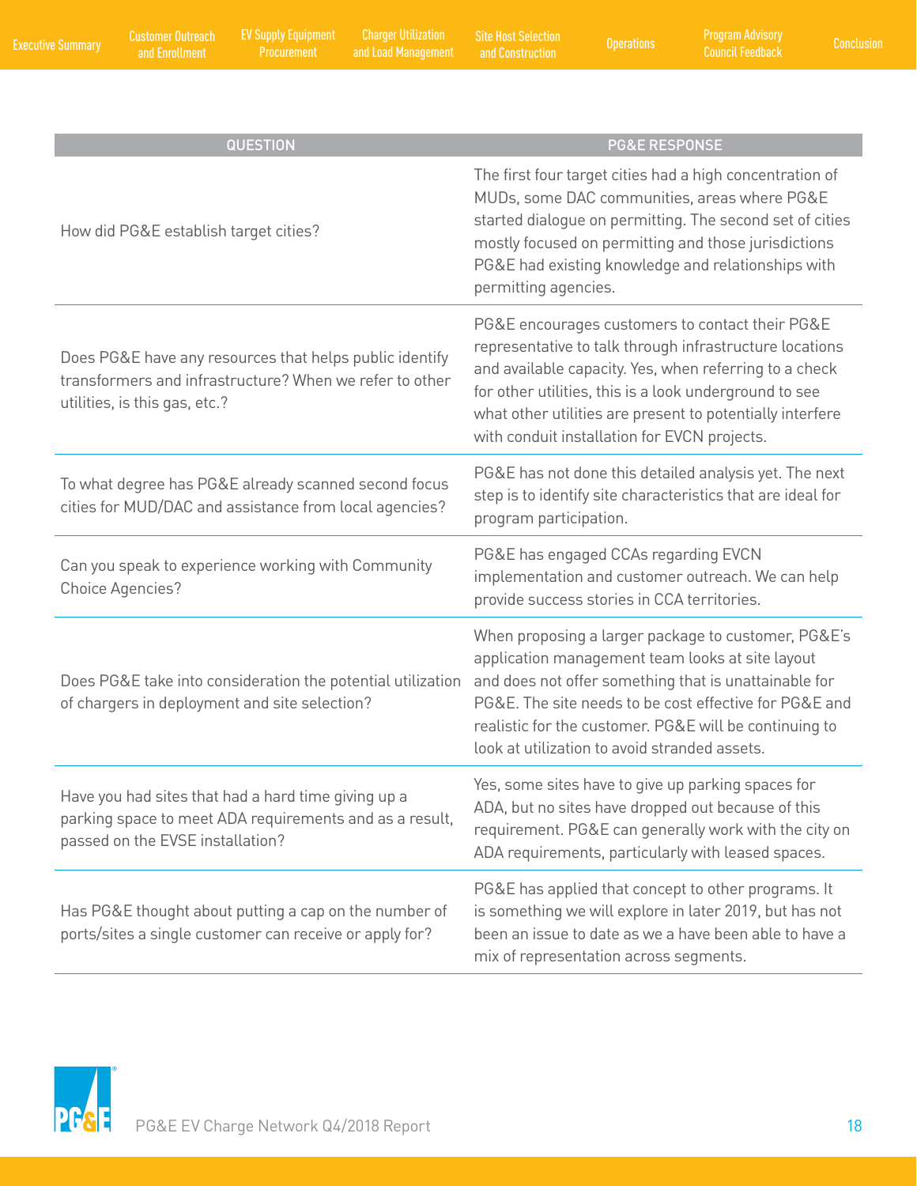| QUESTION | PG&E RESPONSE |
|---|---|
| How did PG&E establish target cities? | The first four target cities had a high concentration of MUDs, some DAC communities, areas where PG&E started dialogue on permitting. The second set of cities mostly focused on permitting and those jurisdictions PG&E had existing knowledge and relationships with permitting agencies. |
| Does PG&E have any resources that helps public identify transformers and infrastructure? When we refer to other utilities, is this gas, etc.? | PG&E encourages customers to contact their PG&E representative to talk through infrastructure locations and available capacity. Yes, when referring to a check for other utilities, this is a look underground to see what other utilities are present to potentially interfere with conduit installation for EVCN projects. |
| To what degree has PG&E already scanned second focus cities for MUD/DAC and assistance from local agencies? | PG&E has not done this detailed analysis yet. The next step is to identify site characteristics that are ideal for program participation. |
| Can you speak to experience working with Community Choice Agencies? | PG&E has engaged CCAs regarding EVCN implementation and customer outreach. We can help provide success stories in CCA territories. |
| Does PG&E take into consideration the potential utilization of chargers in deployment and site selection? | When proposing a larger package to customer, PG&E's application management team looks at site layout and does not offer something that is unattainable for PG&E. The site needs to be cost effective for PG&E and realistic for the customer. PG&E will be continuing to look at utilization to avoid stranded assets. |
| Have you had sites that had a hard time giving up a parking space to meet ADA requirements and as a result, passed on the EVSE installation? | Yes, some sites have to give up parking spaces for ADA, but no sites have dropped out because of this requirement. PG&E can generally work with the city on ADA requirements, particularly with leased spaces. |
| Has PG&E thought about putting a cap on the number of ports/sites a single customer can receive or apply for? | PG&E has applied that concept to other programs. It is something we will explore in later 2019, but has not been an issue to date as we a have been able to have a mix of representation across segments. |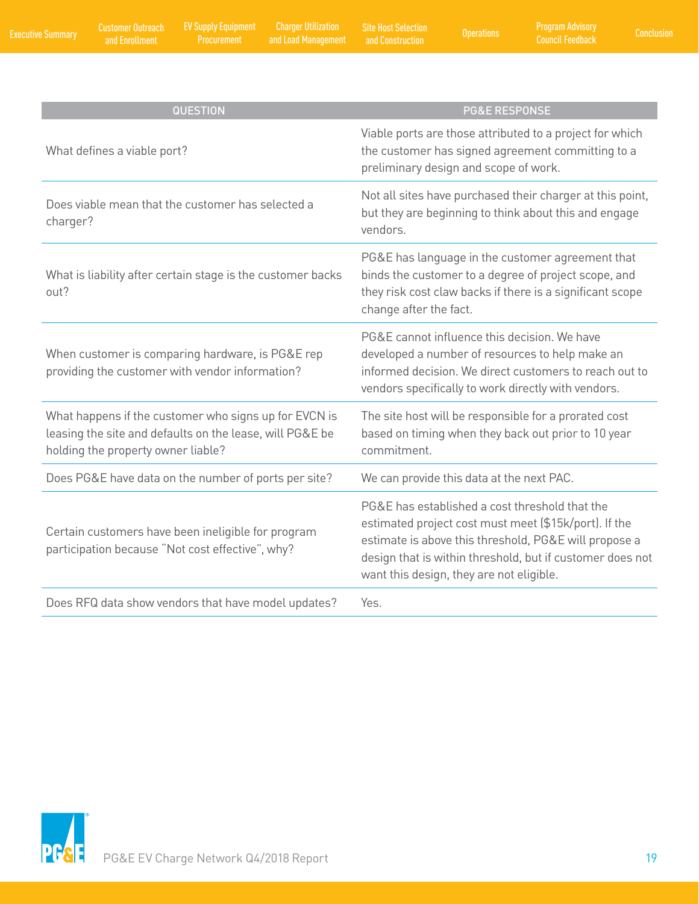| QUESTION | PG&E RESPONSE |
|---|---|
| What defines a viable port? | Viable ports are those attributed to a project for which the customer has signed agreement committing to a preliminary design and scope of work. |
| Does viable mean that the customer has selected a charger? | Not all sites have purchased their charger at this point, but they are beginning to think about this and engage vendors. |
| What is liability after certain stage is the customer backs out? | PG&E has language in the customer agreement that binds the customer to a degree of project scope, and they risk cost claw backs if there is a significant scope change after the fact. |
| When customer is comparing hardware, is PG&E rep providing the customer with vendor information? | PG&E cannot influence this decision. We have developed a number of resources to help make an informed decision. We direct customers to reach out to vendors specifically to work directly with vendors. |
| What happens if the customer who signs up for EVCN is leasing the site and defaults on the lease, will PG&E be holding the property owner liable? | The site host will be responsible for a prorated cost based on timing when they back out prior to 10 year commitment. |
| Does PG&E have data on the number of ports per site? | We can provide this data at the next PAC. |
| Certain customers have been ineligible for program participation because "Not cost effective", why? | PG&E has established a cost threshold that the estimated project cost must meet ($15k/port). If the estimate is above this threshold, PG&E will propose a design that is within threshold, but if customer does not want this design, they are not eligible. |
| Does RFQ data show vendors that have model updates? | Yes. |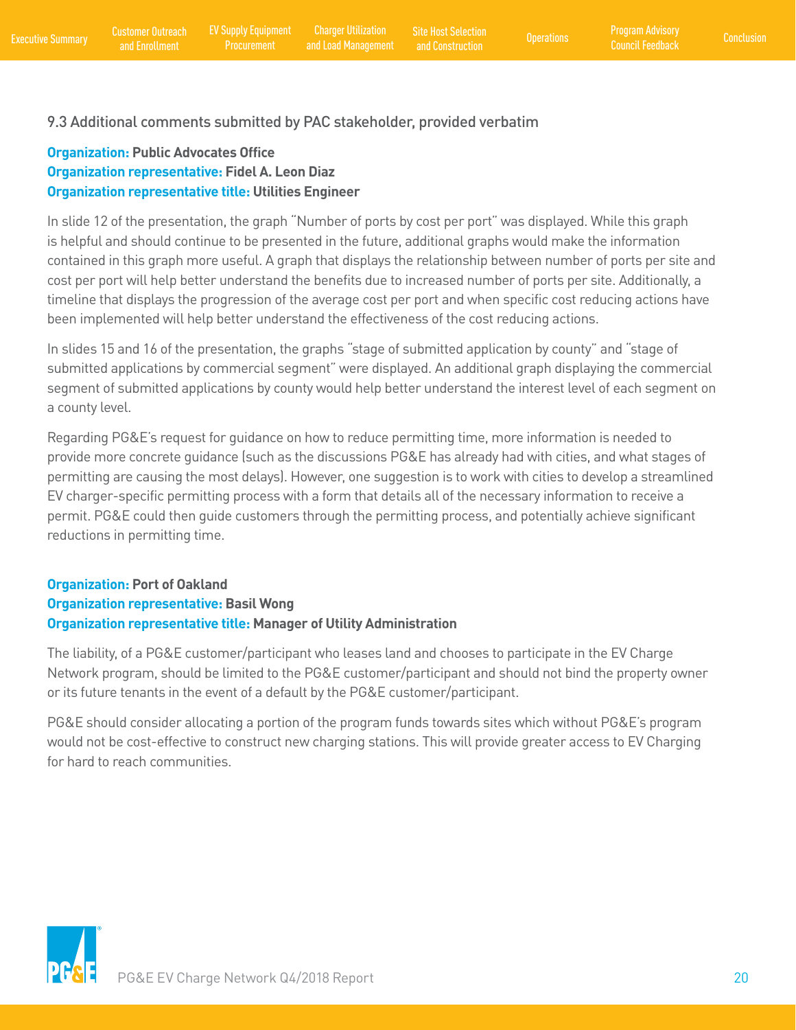### 9.3 Additional comments submitted by PAC stakeholder, provided verbatim

**Organization:** **Public Advocates Office**
**Organization representative:** **Fidel A. Leon Diaz**
**Organization representative title:** **Utilities Engineer**

In slide 12 of the presentation, the graph "Number of ports by cost per port" was displayed. While this graph is helpful and should continue to be presented in the future, additional graphs would make the information contained in this graph more useful. A graph that displays the relationship between number of ports per site and cost per port will help better understand the benefits due to increased number of ports per site. Additionally, a timeline that displays the progression of the average cost per port and when specific cost reducing actions have been implemented will help better understand the effectiveness of the cost reducing actions.

In slides 15 and 16 of the presentation, the graphs "stage of submitted application by county" and "stage of submitted applications by commercial segment" were displayed. An additional graph displaying the commercial segment of submitted applications by county would help better understand the interest level of each segment on a county level.

Regarding PG&E's request for guidance on how to reduce permitting time, more information is needed to provide more concrete guidance (such as the discussions PG&E has already had with cities, and what stages of permitting are causing the most delays). However, one suggestion is to work with cities to develop a streamlined EV charger-specific permitting process with a form that details all of the necessary information to receive a permit. PG&E could then guide customers through the permitting process, and potentially achieve significant reductions in permitting time.

**Organization:** **Port of Oakland**
**Organization representative:** **Basil Wong**
**Organization representative title:** **Manager of Utility Administration**

The liability, of a PG&E customer/participant who leases land and chooses to participate in the EV Charge Network program, should be limited to the PG&E customer/participant and should not bind the property owner or its future tenants in the event of a default by the PG&E customer/participant.

PG&E should consider allocating a portion of the program funds towards sites which without PG&E's program would not be cost-effective to construct new charging stations. This will provide greater access to EV Charging for hard to reach communities.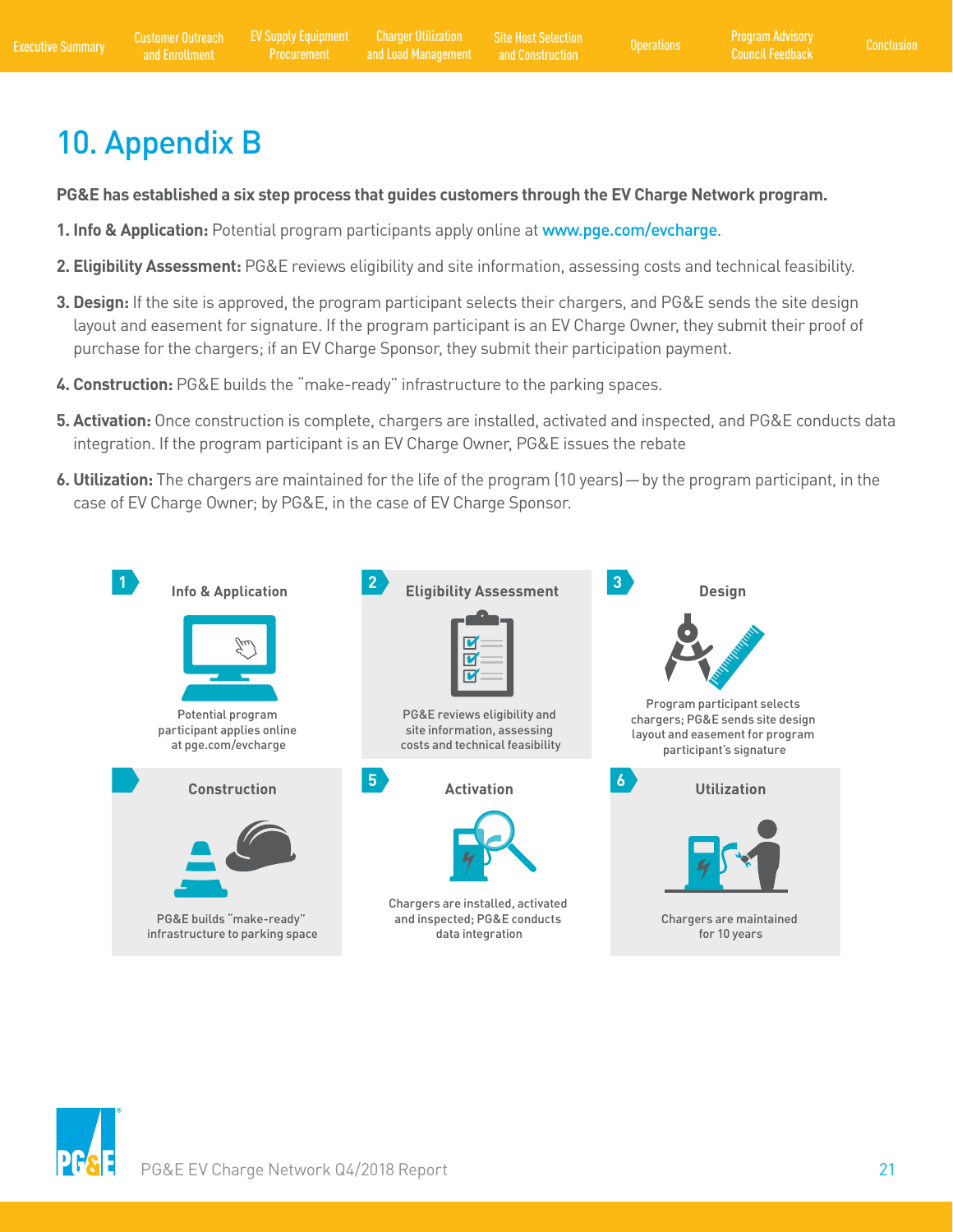# 10. Appendix B

**PG&E has established a six step process that guides customers through the EV Charge Network program.**

1. **Info & Application:** Potential program participants apply online at www.pge.com/evcharge.

2. **Eligibility Assessment:** PG&E reviews eligibility and site information, assessing costs and technical feasibility.

3. **Design:** If the site is approved, the program participant selects their chargers, and PG&E sends the site design layout and easement for signature. If the program participant is an EV Charge Owner, they submit their proof of purchase for the chargers; if an EV Charge Sponsor, they submit their participation payment.

4. **Construction:** PG&E builds the "make-ready" infrastructure to the parking spaces.

5. **Activation:** Once construction is complete, chargers are installed, activated and inspected, and PG&E conducts data integration. If the program participant is an EV Charge Owner, PG&E issues the rebate

6. **Utilization:** The chargers are maintained for the life of the program (10 years)—by the program participant, in the case of EV Charge Owner; by PG&E, in the case of EV Charge Sponsor.

**1 Info & Application**
Potential program participant applies online at pge.com/evcharge

**2 Eligibility Assessment**
PG&E reviews eligibility and site information, assessing costs and technical feasibility

**3 Design**
Program participant selects chargers; PG&E sends site design layout and easement for program participant's signature

**4 Construction**
PG&E builds "make-ready" infrastructure to parking space

**5 Activation**
Chargers are installed, activated and inspected; PG&E conducts data integration

**6 Utilization**
Chargers are maintained for 10 years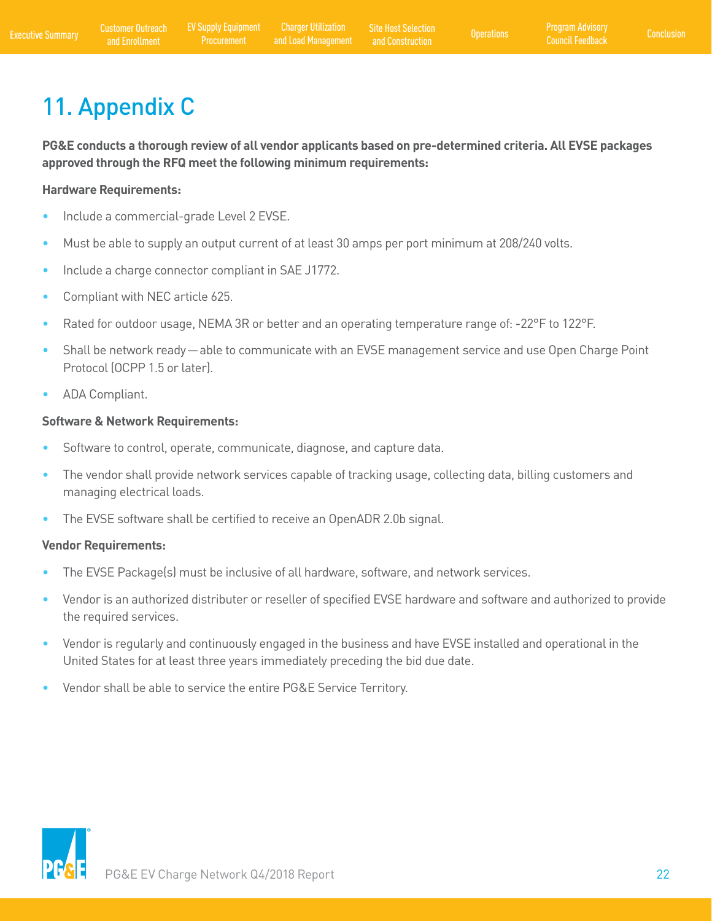# 11. Appendix C

**PG&E conducts a thorough review of all vendor applicants based on pre-determined criteria. All EVSE packages approved through the RFQ meet the following minimum requirements:**

**Hardware Requirements:**

- Include a commercial-grade Level 2 EVSE.
- Must be able to supply an output current of at least 30 amps per port minimum at 208/240 volts.
- Include a charge connector compliant in SAE J1772.
- Compliant with NEC article 625.
- Rated for outdoor usage, NEMA 3R or better and an operating temperature range of: -22°F to 122°F.
- Shall be network ready — able to communicate with an EVSE management service and use Open Charge Point Protocol (OCPP 1.5 or later).
- ADA Compliant.

**Software & Network Requirements:**

- Software to control, operate, communicate, diagnose, and capture data.
- The vendor shall provide network services capable of tracking usage, collecting data, billing customers and managing electrical loads.
- The EVSE software shall be certified to receive an OpenADR 2.0b signal.

**Vendor Requirements:**

- The EVSE Package(s) must be inclusive of all hardware, software, and network services.
- Vendor is an authorized distributer or reseller of specified EVSE hardware and software and authorized to provide the required services.
- Vendor is regularly and continuously engaged in the business and have EVSE installed and operational in the United States for at least three years immediately preceding the bid due date.
- Vendor shall be able to service the entire PG&E Service Territory.